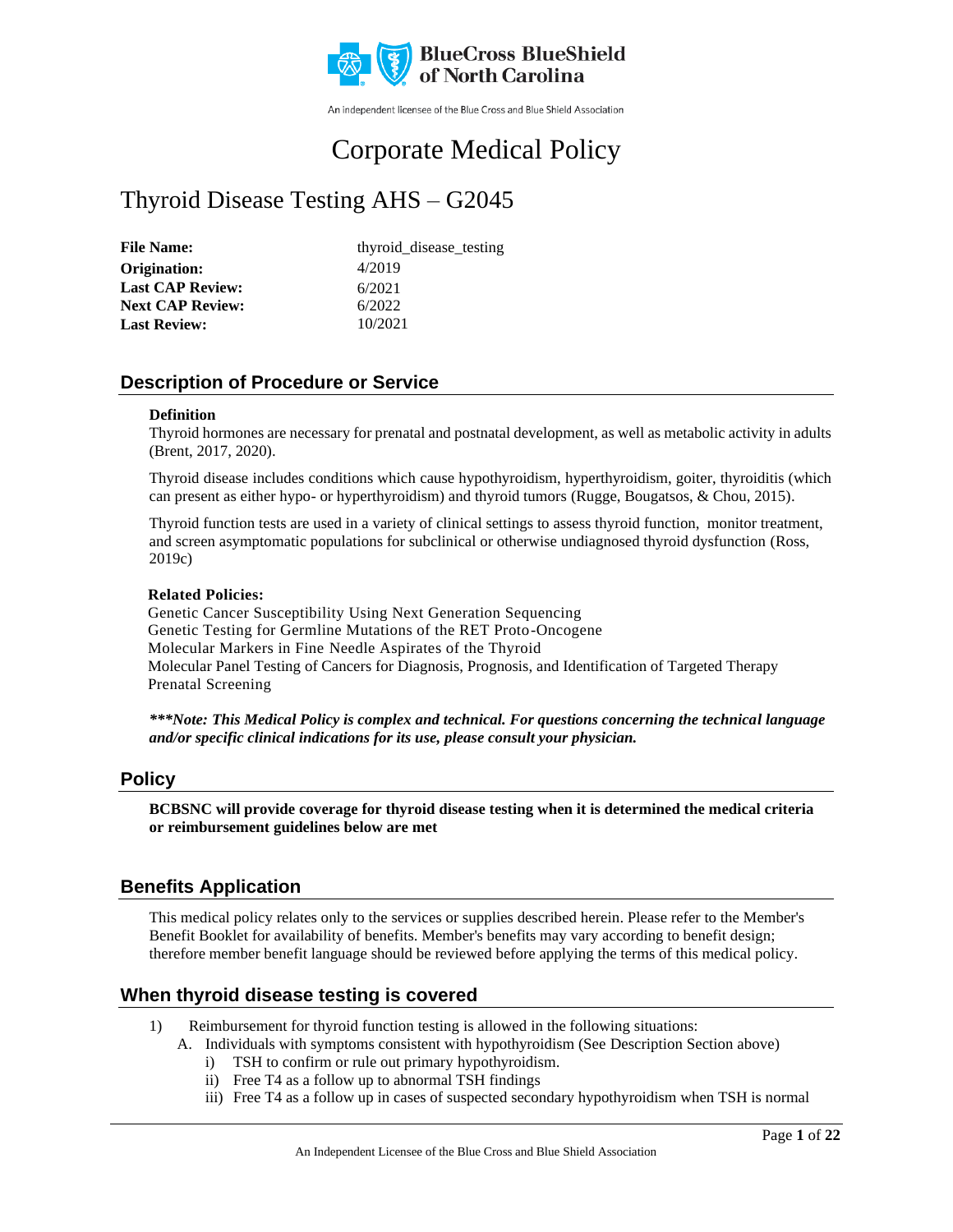BlueCross BlueShield of North Carolina

An independent licensee of the Blue Cross and Blue Shield Association

# Corporate Medical Policy

# Thyroid Disease Testing AHS – G2045

| | |
|---|---|
| **File Name:** | thyroid_disease_testing |
| **Origination:** | 4/2019 |
| **Last CAP Review:** | 6/2021 |
| **Next CAP Review:** | 6/2022 |
| **Last Review:** | 10/2021 |

## Description of Procedure or Service

**Definition**

Thyroid hormones are necessary for prenatal and postnatal development, as well as metabolic activity in adults (Brent, 2017, 2020).

Thyroid disease includes conditions which cause hypothyroidism, hyperthyroidism, goiter, thyroiditis (which can present as either hypo- or hyperthyroidism) and thyroid tumors (Rugge, Bougatsos, & Chou, 2015).

Thyroid function tests are used in a variety of clinical settings to assess thyroid function, monitor treatment, and screen asymptomatic populations for subclinical or otherwise undiagnosed thyroid dysfunction (Ross, 2019c)

**Related Policies:**

Genetic Cancer Susceptibility Using Next Generation Sequencing
Genetic Testing for Germline Mutations of the RET Proto-Oncogene
Molecular Markers in Fine Needle Aspirates of the Thyroid
Molecular Panel Testing of Cancers for Diagnosis, Prognosis, and Identification of Targeted Therapy
Prenatal Screening

***\*\*\*Note: This Medical Policy is complex and technical. For questions concerning the technical language and/or specific clinical indications for its use, please consult your physician.***

## Policy

**BCBSNC will provide coverage for thyroid disease testing when it is determined the medical criteria or reimbursement guidelines below are met**

## Benefits Application

This medical policy relates only to the services or supplies described herein. Please refer to the Member's Benefit Booklet for availability of benefits. Member's benefits may vary according to benefit design; therefore member benefit language should be reviewed before applying the terms of this medical policy.

## When thyroid disease testing is covered

1) Reimbursement for thyroid function testing is allowed in the following situations:
   A. Individuals with symptoms consistent with hypothyroidism (See Description Section above)
      i) TSH to confirm or rule out primary hypothyroidism.
      ii) Free T4 as a follow up to abnormal TSH findings
      iii) Free T4 as a follow up in cases of suspected secondary hypothyroidism when TSH is normal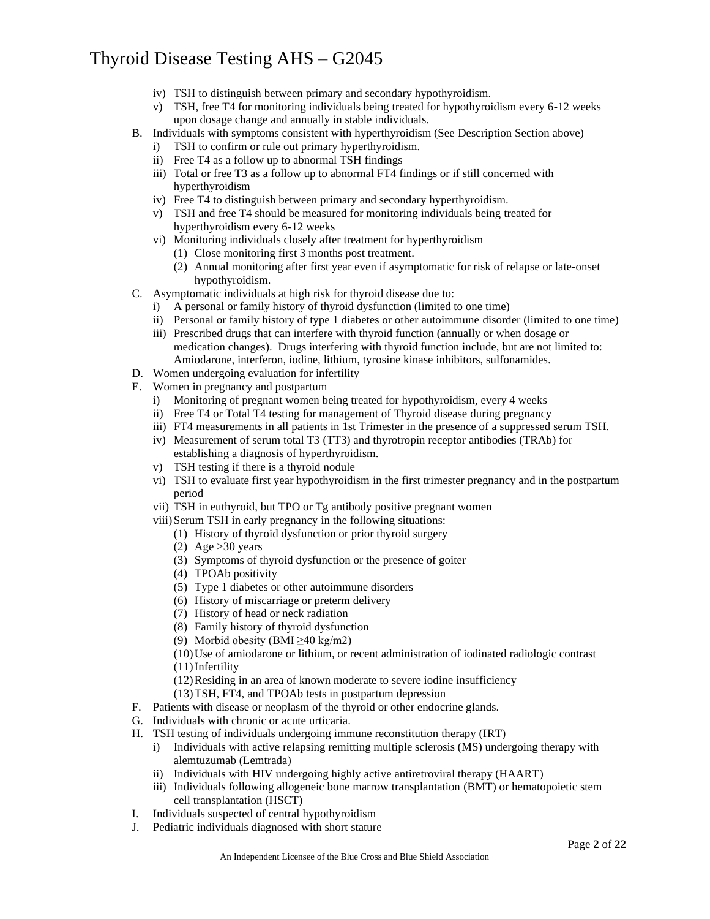iv) TSH to distinguish between primary and secondary hypothyroidism.
v) TSH, free T4 for monitoring individuals being treated for hypothyroidism every 6-12 weeks upon dosage change and annually in stable individuals.

B. Individuals with symptoms consistent with hyperthyroidism (See Description Section above)
   i) TSH to confirm or rule out primary hyperthyroidism.
   ii) Free T4 as a follow up to abnormal TSH findings
   iii) Total or free T3 as a follow up to abnormal FT4 findings or if still concerned with hyperthyroidism
   iv) Free T4 to distinguish between primary and secondary hyperthyroidism.
   v) TSH and free T4 should be measured for monitoring individuals being treated for hyperthyroidism every 6-12 weeks
   vi) Monitoring individuals closely after treatment for hyperthyroidism
      (1) Close monitoring first 3 months post treatment.
      (2) Annual monitoring after first year even if asymptomatic for risk of relapse or late-onset hypothyroidism.

C. Asymptomatic individuals at high risk for thyroid disease due to:
   i) A personal or family history of thyroid dysfunction (limited to one time)
   ii) Personal or family history of type 1 diabetes or other autoimmune disorder (limited to one time)
   iii) Prescribed drugs that can interfere with thyroid function (annually or when dosage or medication changes). Drugs interfering with thyroid function include, but are not limited to: Amiodarone, interferon, iodine, lithium, tyrosine kinase inhibitors, sulfonamides.

D. Women undergoing evaluation for infertility

E. Women in pregnancy and postpartum
   i) Monitoring of pregnant women being treated for hypothyroidism, every 4 weeks
   ii) Free T4 or Total T4 testing for management of Thyroid disease during pregnancy
   iii) FT4 measurements in all patients in 1st Trimester in the presence of a suppressed serum TSH.
   iv) Measurement of serum total T3 (TT3) and thyrotropin receptor antibodies (TRAb) for establishing a diagnosis of hyperthyroidism.
   v) TSH testing if there is a thyroid nodule
   vi) TSH to evaluate first year hypothyroidism in the first trimester pregnancy and in the postpartum period
   vii) TSH in euthyroid, but TPO or Tg antibody positive pregnant women
   viii) Serum TSH in early pregnancy in the following situations:
      (1) History of thyroid dysfunction or prior thyroid surgery
      (2) Age >30 years
      (3) Symptoms of thyroid dysfunction or the presence of goiter
      (4) TPOAb positivity
      (5) Type 1 diabetes or other autoimmune disorders
      (6) History of miscarriage or preterm delivery
      (7) History of head or neck radiation
      (8) Family history of thyroid dysfunction
      (9) Morbid obesity (BMI ≥40 kg/m2)
      (10) Use of amiodarone or lithium, or recent administration of iodinated radiologic contrast
      (11) Infertility
      (12) Residing in an area of known moderate to severe iodine insufficiency
      (13) TSH, FT4, and TPOAb tests in postpartum depression

F. Patients with disease or neoplasm of the thyroid or other endocrine glands.

G. Individuals with chronic or acute urticaria.

H. TSH testing of individuals undergoing immune reconstitution therapy (IRT)
   i) Individuals with active relapsing remitting multiple sclerosis (MS) undergoing therapy with alemtuzumab (Lemtrada)
   ii) Individuals with HIV undergoing highly active antiretroviral therapy (HAART)
   iii) Individuals following allogeneic bone marrow transplantation (BMT) or hematopoietic stem cell transplantation (HSCT)

I. Individuals suspected of central hypothyroidism

J. Pediatric individuals diagnosed with short stature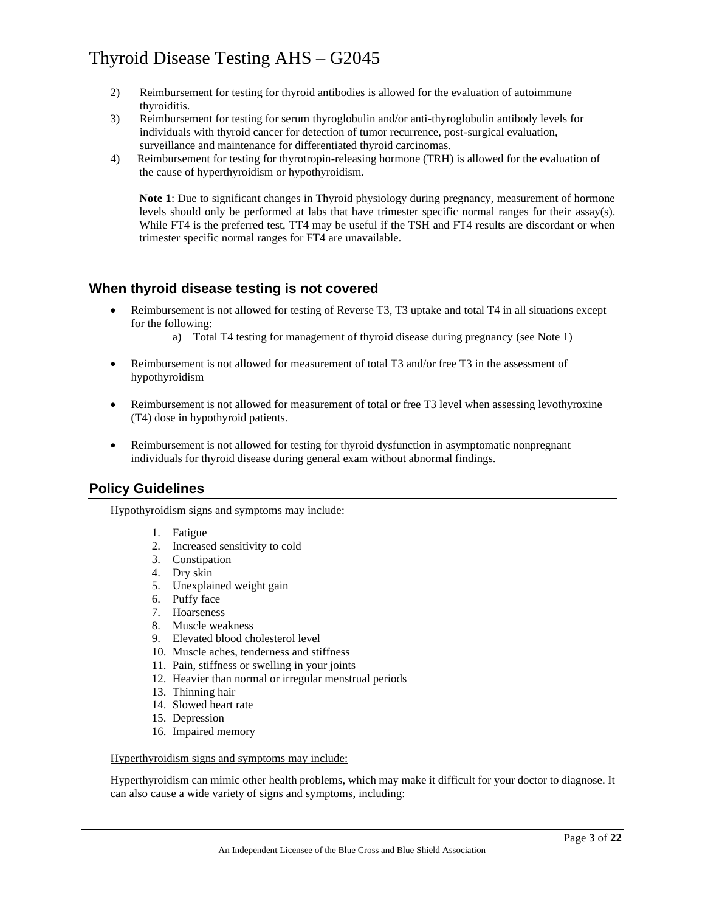2) Reimbursement for testing for thyroid antibodies is allowed for the evaluation of autoimmune thyroiditis.
3) Reimbursement for testing for serum thyroglobulin and/or anti-thyroglobulin antibody levels for individuals with thyroid cancer for detection of tumor recurrence, post-surgical evaluation, surveillance and maintenance for differentiated thyroid carcinomas.
4) Reimbursement for testing for thyrotropin-releasing hormone (TRH) is allowed for the evaluation of the cause of hyperthyroidism or hypothyroidism.

**Note 1**: Due to significant changes in Thyroid physiology during pregnancy, measurement of hormone levels should only be performed at labs that have trimester specific normal ranges for their assay(s). While FT4 is the preferred test, TT4 may be useful if the TSH and FT4 results are discordant or when trimester specific normal ranges for FT4 are unavailable.

## When thyroid disease testing is not covered

- Reimbursement is not allowed for testing of Reverse T3, T3 uptake and total T4 in all situations <u>except</u> for the following:
    a) Total T4 testing for management of thyroid disease during pregnancy (see Note 1)
- Reimbursement is not allowed for measurement of total T3 and/or free T3 in the assessment of hypothyroidism
- Reimbursement is not allowed for measurement of total or free T3 level when assessing levothyroxine (T4) dose in hypothyroid patients.
- Reimbursement is not allowed for testing for thyroid dysfunction in asymptomatic nonpregnant individuals for thyroid disease during general exam without abnormal findings.

## Policy Guidelines

<u>Hypothyroidism signs and symptoms may include:</u>

1. Fatigue
2. Increased sensitivity to cold
3. Constipation
4. Dry skin
5. Unexplained weight gain
6. Puffy face
7. Hoarseness
8. Muscle weakness
9. Elevated blood cholesterol level
10. Muscle aches, tenderness and stiffness
11. Pain, stiffness or swelling in your joints
12. Heavier than normal or irregular menstrual periods
13. Thinning hair
14. Slowed heart rate
15. Depression
16. Impaired memory

<u>Hyperthyroidism signs and symptoms may include:</u>

Hyperthyroidism can mimic other health problems, which may make it difficult for your doctor to diagnose. It can also cause a wide variety of signs and symptoms, including: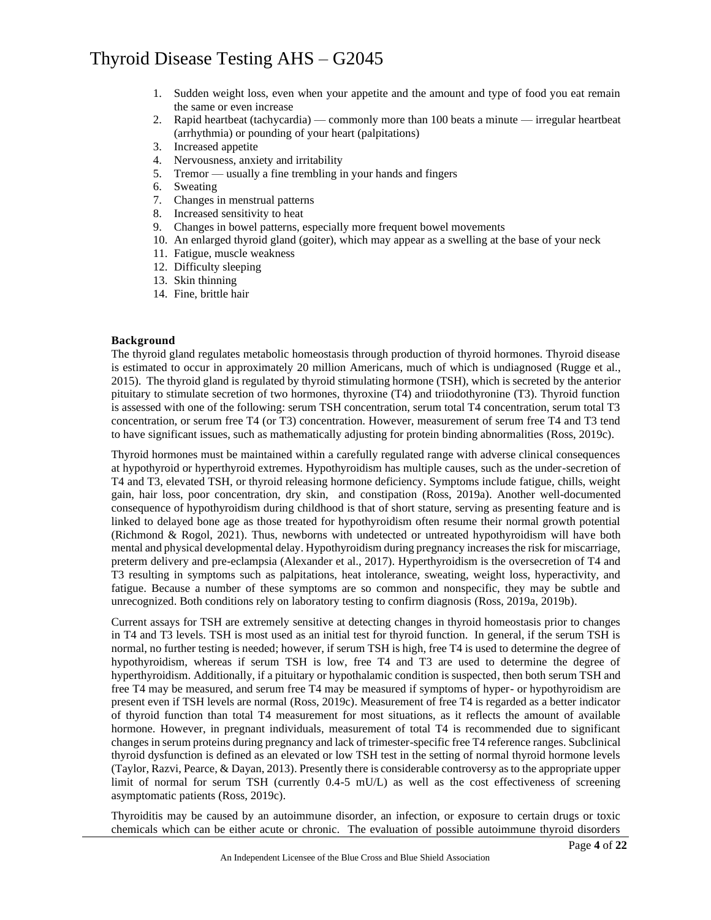1. Sudden weight loss, even when your appetite and the amount and type of food you eat remain the same or even increase
2. Rapid heartbeat (tachycardia) — commonly more than 100 beats a minute — irregular heartbeat (arrhythmia) or pounding of your heart (palpitations)
3. Increased appetite
4. Nervousness, anxiety and irritability
5. Tremor — usually a fine trembling in your hands and fingers
6. Sweating
7. Changes in menstrual patterns
8. Increased sensitivity to heat
9. Changes in bowel patterns, especially more frequent bowel movements
10. An enlarged thyroid gland (goiter), which may appear as a swelling at the base of your neck
11. Fatigue, muscle weakness
12. Difficulty sleeping
13. Skin thinning
14. Fine, brittle hair

**Background**

The thyroid gland regulates metabolic homeostasis through production of thyroid hormones. Thyroid disease is estimated to occur in approximately 20 million Americans, much of which is undiagnosed (Rugge et al., 2015). The thyroid gland is regulated by thyroid stimulating hormone (TSH), which is secreted by the anterior pituitary to stimulate secretion of two hormones, thyroxine (T4) and triiodothyronine (T3). Thyroid function is assessed with one of the following: serum TSH concentration, serum total T4 concentration, serum total T3 concentration, or serum free T4 (or T3) concentration. However, measurement of serum free T4 and T3 tend to have significant issues, such as mathematically adjusting for protein binding abnormalities (Ross, 2019c).

Thyroid hormones must be maintained within a carefully regulated range with adverse clinical consequences at hypothyroid or hyperthyroid extremes. Hypothyroidism has multiple causes, such as the under-secretion of T4 and T3, elevated TSH, or thyroid releasing hormone deficiency. Symptoms include fatigue, chills, weight gain, hair loss, poor concentration, dry skin, and constipation (Ross, 2019a). Another well-documented consequence of hypothyroidism during childhood is that of short stature, serving as presenting feature and is linked to delayed bone age as those treated for hypothyroidism often resume their normal growth potential (Richmond & Rogol, 2021). Thus, newborns with undetected or untreated hypothyroidism will have both mental and physical developmental delay. Hypothyroidism during pregnancy increases the risk for miscarriage, preterm delivery and pre-eclampsia (Alexander et al., 2017). Hyperthyroidism is the oversecretion of T4 and T3 resulting in symptoms such as palpitations, heat intolerance, sweating, weight loss, hyperactivity, and fatigue. Because a number of these symptoms are so common and nonspecific, they may be subtle and unrecognized. Both conditions rely on laboratory testing to confirm diagnosis (Ross, 2019a, 2019b).

Current assays for TSH are extremely sensitive at detecting changes in thyroid homeostasis prior to changes in T4 and T3 levels. TSH is most used as an initial test for thyroid function. In general, if the serum TSH is normal, no further testing is needed; however, if serum TSH is high, free T4 is used to determine the degree of hypothyroidism, whereas if serum TSH is low, free T4 and T3 are used to determine the degree of hyperthyroidism. Additionally, if a pituitary or hypothalamic condition is suspected, then both serum TSH and free T4 may be measured, and serum free T4 may be measured if symptoms of hyper- or hypothyroidism are present even if TSH levels are normal (Ross, 2019c). Measurement of free T4 is regarded as a better indicator of thyroid function than total T4 measurement for most situations, as it reflects the amount of available hormone. However, in pregnant individuals, measurement of total T4 is recommended due to significant changes in serum proteins during pregnancy and lack of trimester-specific free T4 reference ranges. Subclinical thyroid dysfunction is defined as an elevated or low TSH test in the setting of normal thyroid hormone levels (Taylor, Razvi, Pearce, & Dayan, 2013). Presently there is considerable controversy as to the appropriate upper limit of normal for serum TSH (currently 0.4-5 mU/L) as well as the cost effectiveness of screening asymptomatic patients (Ross, 2019c).

Thyroiditis may be caused by an autoimmune disorder, an infection, or exposure to certain drugs or toxic chemicals which can be either acute or chronic. The evaluation of possible autoimmune thyroid disorders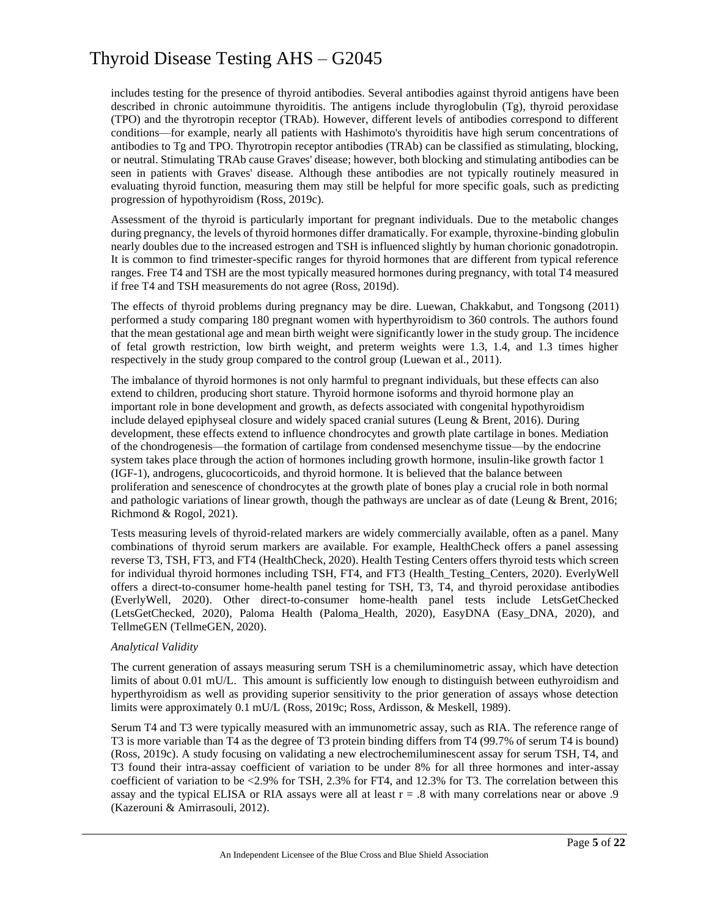includes testing for the presence of thyroid antibodies. Several antibodies against thyroid antigens have been described in chronic autoimmune thyroiditis. The antigens include thyroglobulin (Tg), thyroid peroxidase (TPO) and the thyrotropin receptor (TRAb). However, different levels of antibodies correspond to different conditions—for example, nearly all patients with Hashimoto's thyroiditis have high serum concentrations of antibodies to Tg and TPO. Thyrotropin receptor antibodies (TRAb) can be classified as stimulating, blocking, or neutral. Stimulating TRAb cause Graves' disease; however, both blocking and stimulating antibodies can be seen in patients with Graves' disease. Although these antibodies are not typically routinely measured in evaluating thyroid function, measuring them may still be helpful for more specific goals, such as predicting progression of hypothyroidism (Ross, 2019c).

Assessment of the thyroid is particularly important for pregnant individuals. Due to the metabolic changes during pregnancy, the levels of thyroid hormones differ dramatically. For example, thyroxine-binding globulin nearly doubles due to the increased estrogen and TSH is influenced slightly by human chorionic gonadotropin. It is common to find trimester-specific ranges for thyroid hormones that are different from typical reference ranges. Free T4 and TSH are the most typically measured hormones during pregnancy, with total T4 measured if free T4 and TSH measurements do not agree (Ross, 2019d).

The effects of thyroid problems during pregnancy may be dire. Luewan, Chakkabut, and Tongsong (2011) performed a study comparing 180 pregnant women with hyperthyroidism to 360 controls. The authors found that the mean gestational age and mean birth weight were significantly lower in the study group. The incidence of fetal growth restriction, low birth weight, and preterm weights were 1.3, 1.4, and 1.3 times higher respectively in the study group compared to the control group (Luewan et al., 2011).

The imbalance of thyroid hormones is not only harmful to pregnant individuals, but these effects can also extend to children, producing short stature. Thyroid hormone isoforms and thyroid hormone play an important role in bone development and growth, as defects associated with congenital hypothyroidism include delayed epiphyseal closure and widely spaced cranial sutures (Leung & Brent, 2016). During development, these effects extend to influence chondrocytes and growth plate cartilage in bones. Mediation of the chondrogenesis—the formation of cartilage from condensed mesenchyme tissue—by the endocrine system takes place through the action of hormones including growth hormone, insulin-like growth factor 1 (IGF-1), androgens, glucocorticoids, and thyroid hormone. It is believed that the balance between proliferation and senescence of chondrocytes at the growth plate of bones play a crucial role in both normal and pathologic variations of linear growth, though the pathways are unclear as of date (Leung & Brent, 2016; Richmond & Rogol, 2021).

Tests measuring levels of thyroid-related markers are widely commercially available, often as a panel. Many combinations of thyroid serum markers are available. For example, HealthCheck offers a panel assessing reverse T3, TSH, FT3, and FT4 (HealthCheck, 2020). Health Testing Centers offers thyroid tests which screen for individual thyroid hormones including TSH, FT4, and FT3 (Health_Testing_Centers, 2020). EverlyWell offers a direct-to-consumer home-health panel testing for TSH, T3, T4, and thyroid peroxidase antibodies (EverlyWell, 2020). Other direct-to-consumer home-health panel tests include LetsGetChecked (LetsGetChecked, 2020), Paloma Health (Paloma_Health, 2020), EasyDNA (Easy_DNA, 2020), and TellmeGEN (TellmeGEN, 2020).

*Analytical Validity*

The current generation of assays measuring serum TSH is a chemiluminometric assay, which have detection limits of about 0.01 mU/L. This amount is sufficiently low enough to distinguish between euthyroidism and hyperthyroidism as well as providing superior sensitivity to the prior generation of assays whose detection limits were approximately 0.1 mU/L (Ross, 2019c; Ross, Ardisson, & Meskell, 1989).

Serum T4 and T3 were typically measured with an immunometric assay, such as RIA. The reference range of T3 is more variable than T4 as the degree of T3 protein binding differs from T4 (99.7% of serum T4 is bound) (Ross, 2019c). A study focusing on validating a new electrochemiluminescent assay for serum TSH, T4, and T3 found their intra-assay coefficient of variation to be under 8% for all three hormones and inter-assay coefficient of variation to be <2.9% for TSH, 2.3% for FT4, and 12.3% for T3. The correlation between this assay and the typical ELISA or RIA assays were all at least $r = .8$ with many correlations near or above .9 (Kazerouni & Amirrasouli, 2012).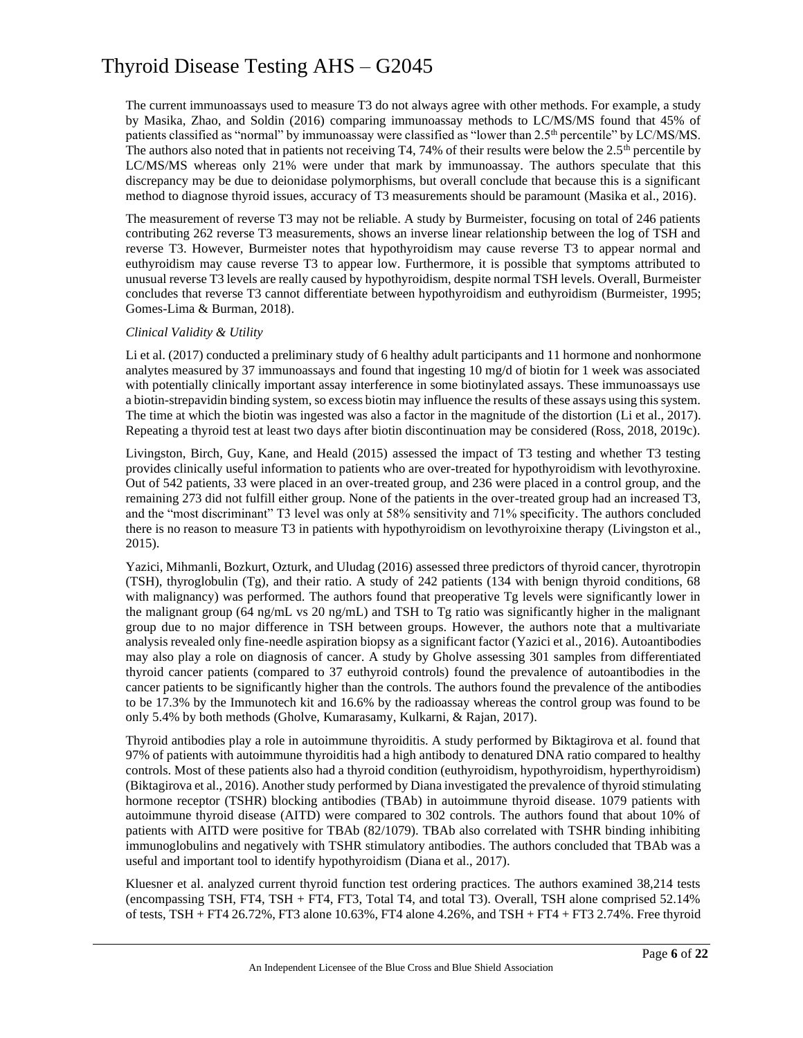The current immunoassays used to measure T3 do not always agree with other methods. For example, a study by Masika, Zhao, and Soldin (2016) comparing immunoassay methods to LC/MS/MS found that 45% of patients classified as "normal" by immunoassay were classified as "lower than 2.5th percentile" by LC/MS/MS. The authors also noted that in patients not receiving T4, 74% of their results were below the 2.5th percentile by LC/MS/MS whereas only 21% were under that mark by immunoassay. The authors speculate that this discrepancy may be due to deionidase polymorphisms, but overall conclude that because this is a significant method to diagnose thyroid issues, accuracy of T3 measurements should be paramount (Masika et al., 2016).

The measurement of reverse T3 may not be reliable. A study by Burmeister, focusing on total of 246 patients contributing 262 reverse T3 measurements, shows an inverse linear relationship between the log of TSH and reverse T3. However, Burmeister notes that hypothyroidism may cause reverse T3 to appear normal and euthyroidism may cause reverse T3 to appear low. Furthermore, it is possible that symptoms attributed to unusual reverse T3 levels are really caused by hypothyroidism, despite normal TSH levels. Overall, Burmeister concludes that reverse T3 cannot differentiate between hypothyroidism and euthyroidism (Burmeister, 1995; Gomes-Lima & Burman, 2018).

*Clinical Validity & Utility*

Li et al. (2017) conducted a preliminary study of 6 healthy adult participants and 11 hormone and nonhormone analytes measured by 37 immunoassays and found that ingesting 10 mg/d of biotin for 1 week was associated with potentially clinically important assay interference in some biotinylated assays. These immunoassays use a biotin-strepavidin binding system, so excess biotin may influence the results of these assays using this system. The time at which the biotin was ingested was also a factor in the magnitude of the distortion (Li et al., 2017). Repeating a thyroid test at least two days after biotin discontinuation may be considered (Ross, 2018, 2019c).

Livingston, Birch, Guy, Kane, and Heald (2015) assessed the impact of T3 testing and whether T3 testing provides clinically useful information to patients who are over-treated for hypothyroidism with levothyroxine. Out of 542 patients, 33 were placed in an over-treated group, and 236 were placed in a control group, and the remaining 273 did not fulfill either group. None of the patients in the over-treated group had an increased T3, and the "most discriminant" T3 level was only at 58% sensitivity and 71% specificity. The authors concluded there is no reason to measure T3 in patients with hypothyroidism on levothyroixine therapy (Livingston et al., 2015).

Yazici, Mihmanli, Bozkurt, Ozturk, and Uludag (2016) assessed three predictors of thyroid cancer, thyrotropin (TSH), thyroglobulin (Tg), and their ratio. A study of 242 patients (134 with benign thyroid conditions, 68 with malignancy) was performed. The authors found that preoperative Tg levels were significantly lower in the malignant group (64 ng/mL vs 20 ng/mL) and TSH to Tg ratio was significantly higher in the malignant group due to no major difference in TSH between groups. However, the authors note that a multivariate analysis revealed only fine-needle aspiration biopsy as a significant factor (Yazici et al., 2016). Autoantibodies may also play a role on diagnosis of cancer. A study by Gholve assessing 301 samples from differentiated thyroid cancer patients (compared to 37 euthyroid controls) found the prevalence of autoantibodies in the cancer patients to be significantly higher than the controls. The authors found the prevalence of the antibodies to be 17.3% by the Immunotech kit and 16.6% by the radioassay whereas the control group was found to be only 5.4% by both methods (Gholve, Kumarasamy, Kulkarni, & Rajan, 2017).

Thyroid antibodies play a role in autoimmune thyroiditis. A study performed by Biktagirova et al. found that 97% of patients with autoimmune thyroiditis had a high antibody to denatured DNA ratio compared to healthy controls. Most of these patients also had a thyroid condition (euthyroidism, hypothyroidism, hyperthyroidism) (Biktagirova et al., 2016). Another study performed by Diana investigated the prevalence of thyroid stimulating hormone receptor (TSHR) blocking antibodies (TBAb) in autoimmune thyroid disease. 1079 patients with autoimmune thyroid disease (AITD) were compared to 302 controls. The authors found that about 10% of patients with AITD were positive for TBAb (82/1079). TBAb also correlated with TSHR binding inhibiting immunoglobulins and negatively with TSHR stimulatory antibodies. The authors concluded that TBAb was a useful and important tool to identify hypothyroidism (Diana et al., 2017).

Kluesner et al. analyzed current thyroid function test ordering practices. The authors examined 38,214 tests (encompassing TSH, FT4, TSH + FT4, FT3, Total T4, and total T3). Overall, TSH alone comprised 52.14% of tests, TSH + FT4 26.72%, FT3 alone 10.63%, FT4 alone 4.26%, and TSH + FT4 + FT3 2.74%. Free thyroid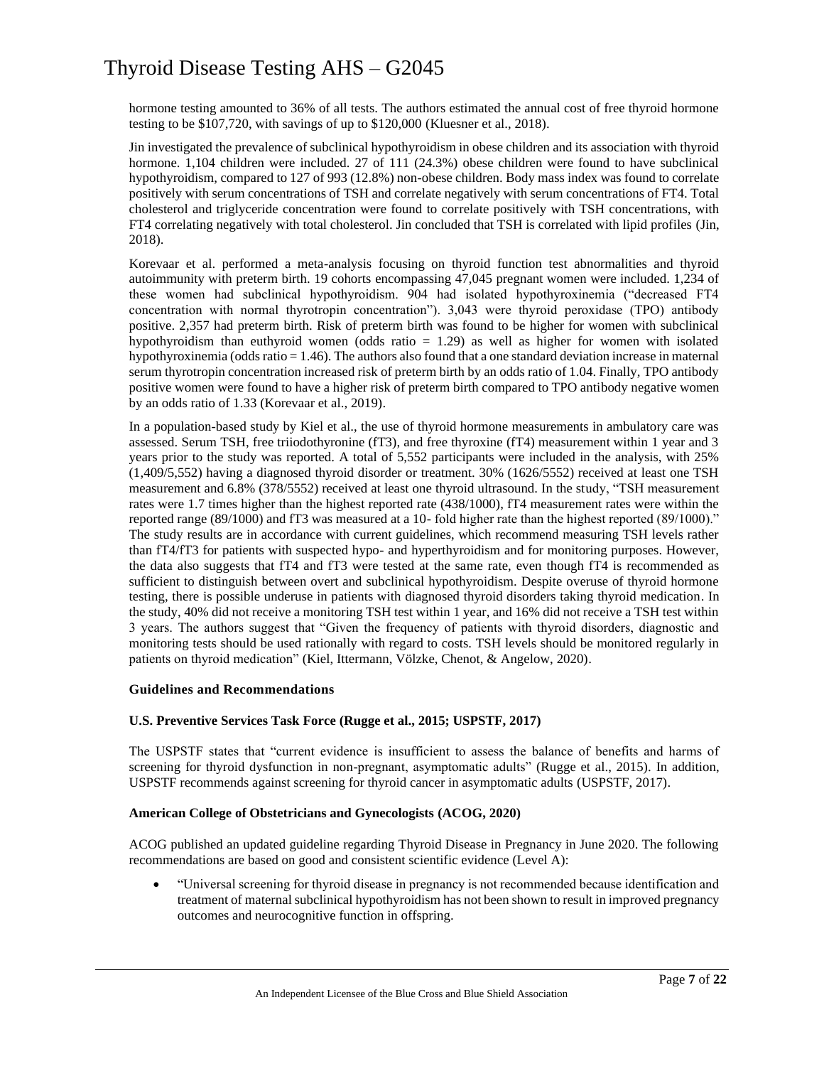hormone testing amounted to 36% of all tests. The authors estimated the annual cost of free thyroid hormone testing to be $107,720, with savings of up to $120,000 (Kluesner et al., 2018).

Jin investigated the prevalence of subclinical hypothyroidism in obese children and its association with thyroid hormone. 1,104 children were included. 27 of 111 (24.3%) obese children were found to have subclinical hypothyroidism, compared to 127 of 993 (12.8%) non-obese children. Body mass index was found to correlate positively with serum concentrations of TSH and correlate negatively with serum concentrations of FT4. Total cholesterol and triglyceride concentration were found to correlate positively with TSH concentrations, with FT4 correlating negatively with total cholesterol. Jin concluded that TSH is correlated with lipid profiles (Jin, 2018).

Korevaar et al. performed a meta-analysis focusing on thyroid function test abnormalities and thyroid autoimmunity with preterm birth. 19 cohorts encompassing 47,045 pregnant women were included. 1,234 of these women had subclinical hypothyroidism. 904 had isolated hypothyroxinemia ("decreased FT4 concentration with normal thyrotropin concentration"). 3,043 were thyroid peroxidase (TPO) antibody positive. 2,357 had preterm birth. Risk of preterm birth was found to be higher for women with subclinical hypothyroidism than euthyroid women (odds ratio = 1.29) as well as higher for women with isolated hypothyroxinemia (odds ratio = 1.46). The authors also found that a one standard deviation increase in maternal serum thyrotropin concentration increased risk of preterm birth by an odds ratio of 1.04. Finally, TPO antibody positive women were found to have a higher risk of preterm birth compared to TPO antibody negative women by an odds ratio of 1.33 (Korevaar et al., 2019).

In a population-based study by Kiel et al., the use of thyroid hormone measurements in ambulatory care was assessed. Serum TSH, free triiodothyronine (fT3), and free thyroxine (fT4) measurement within 1 year and 3 years prior to the study was reported. A total of 5,552 participants were included in the analysis, with 25% (1,409/5,552) having a diagnosed thyroid disorder or treatment. 30% (1626/5552) received at least one TSH measurement and 6.8% (378/5552) received at least one thyroid ultrasound. In the study, "TSH measurement rates were 1.7 times higher than the highest reported rate (438/1000), fT4 measurement rates were within the reported range (89/1000) and fT3 was measured at a 10- fold higher rate than the highest reported (89/1000)." The study results are in accordance with current guidelines, which recommend measuring TSH levels rather than fT4/fT3 for patients with suspected hypo- and hyperthyroidism and for monitoring purposes. However, the data also suggests that fT4 and fT3 were tested at the same rate, even though fT4 is recommended as sufficient to distinguish between overt and subclinical hypothyroidism. Despite overuse of thyroid hormone testing, there is possible underuse in patients with diagnosed thyroid disorders taking thyroid medication. In the study, 40% did not receive a monitoring TSH test within 1 year, and 16% did not receive a TSH test within 3 years. The authors suggest that "Given the frequency of patients with thyroid disorders, diagnostic and monitoring tests should be used rationally with regard to costs. TSH levels should be monitored regularly in patients on thyroid medication" (Kiel, Ittermann, Völzke, Chenot, & Angelow, 2020).

**Guidelines and Recommendations**

**U.S. Preventive Services Task Force (Rugge et al., 2015; USPSTF, 2017)**

The USPSTF states that "current evidence is insufficient to assess the balance of benefits and harms of screening for thyroid dysfunction in non-pregnant, asymptomatic adults" (Rugge et al., 2015). In addition, USPSTF recommends against screening for thyroid cancer in asymptomatic adults (USPSTF, 2017).

**American College of Obstetricians and Gynecologists (ACOG, 2020)**

ACOG published an updated guideline regarding Thyroid Disease in Pregnancy in June 2020. The following recommendations are based on good and consistent scientific evidence (Level A):

- "Universal screening for thyroid disease in pregnancy is not recommended because identification and treatment of maternal subclinical hypothyroidism has not been shown to result in improved pregnancy outcomes and neurocognitive function in offspring.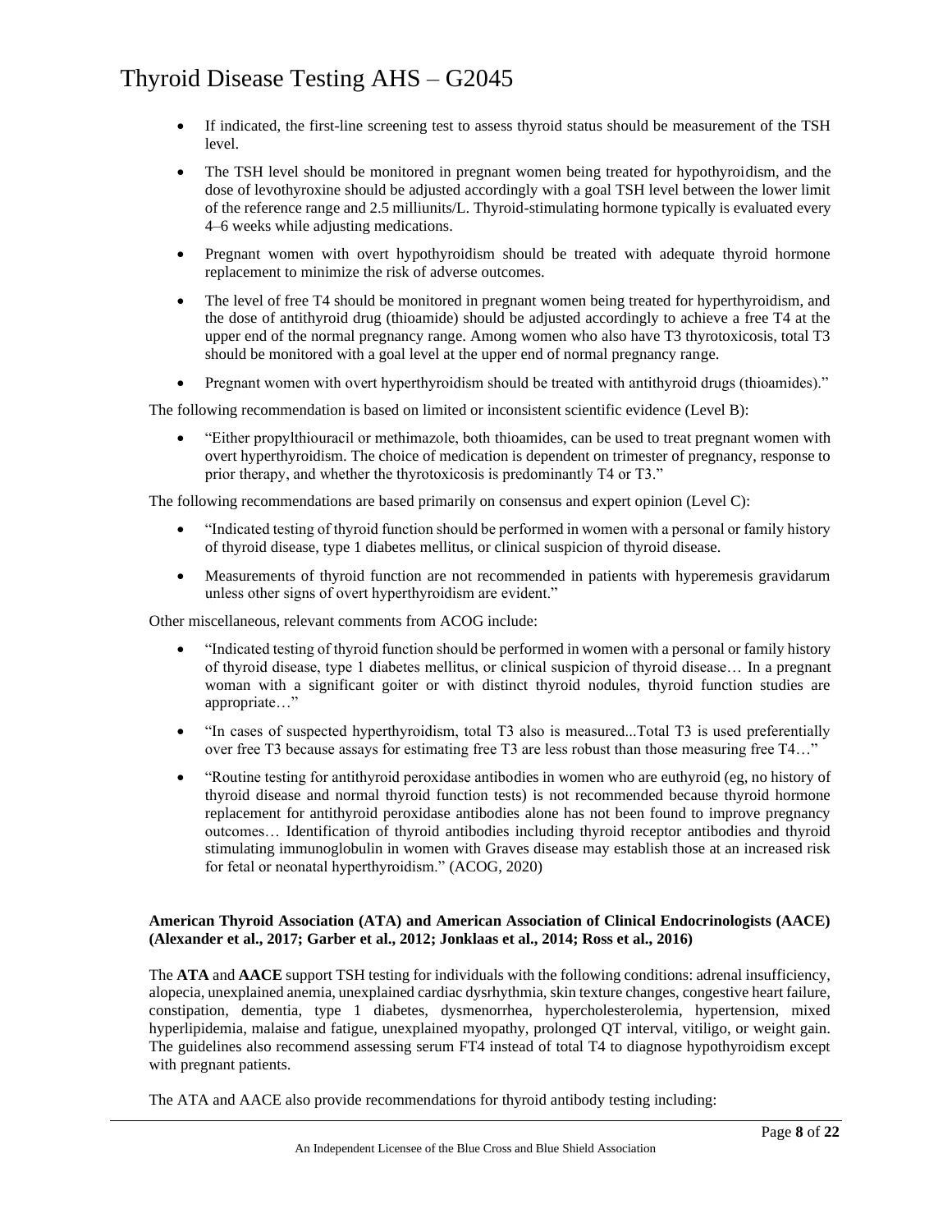- If indicated, the first-line screening test to assess thyroid status should be measurement of the TSH level.
- The TSH level should be monitored in pregnant women being treated for hypothyroidism, and the dose of levothyroxine should be adjusted accordingly with a goal TSH level between the lower limit of the reference range and 2.5 milliunits/L. Thyroid-stimulating hormone typically is evaluated every 4–6 weeks while adjusting medications.
- Pregnant women with overt hypothyroidism should be treated with adequate thyroid hormone replacement to minimize the risk of adverse outcomes.
- The level of free T4 should be monitored in pregnant women being treated for hyperthyroidism, and the dose of antithyroid drug (thioamide) should be adjusted accordingly to achieve a free T4 at the upper end of the normal pregnancy range. Among women who also have T3 thyrotoxicosis, total T3 should be monitored with a goal level at the upper end of normal pregnancy range.
- Pregnant women with overt hyperthyroidism should be treated with antithyroid drugs (thioamides)."

The following recommendation is based on limited or inconsistent scientific evidence (Level B):

- "Either propylthiouracil or methimazole, both thioamides, can be used to treat pregnant women with overt hyperthyroidism. The choice of medication is dependent on trimester of pregnancy, response to prior therapy, and whether the thyrotoxicosis is predominantly T4 or T3."

The following recommendations are based primarily on consensus and expert opinion (Level C):

- "Indicated testing of thyroid function should be performed in women with a personal or family history of thyroid disease, type 1 diabetes mellitus, or clinical suspicion of thyroid disease.
- Measurements of thyroid function are not recommended in patients with hyperemesis gravidarum unless other signs of overt hyperthyroidism are evident."

Other miscellaneous, relevant comments from ACOG include:

- "Indicated testing of thyroid function should be performed in women with a personal or family history of thyroid disease, type 1 diabetes mellitus, or clinical suspicion of thyroid disease… In a pregnant woman with a significant goiter or with distinct thyroid nodules, thyroid function studies are appropriate…"
- "In cases of suspected hyperthyroidism, total T3 also is measured...Total T3 is used preferentially over free T3 because assays for estimating free T3 are less robust than those measuring free T4…"
- "Routine testing for antithyroid peroxidase antibodies in women who are euthyroid (eg, no history of thyroid disease and normal thyroid function tests) is not recommended because thyroid hormone replacement for antithyroid peroxidase antibodies alone has not been found to improve pregnancy outcomes… Identification of thyroid antibodies including thyroid receptor antibodies and thyroid stimulating immunoglobulin in women with Graves disease may establish those at an increased risk for fetal or neonatal hyperthyroidism." (ACOG, 2020)

**American Thyroid Association (ATA) and American Association of Clinical Endocrinologists (AACE) (Alexander et al., 2017; Garber et al., 2012; Jonklaas et al., 2014; Ross et al., 2016)**

The **ATA** and **AACE** support TSH testing for individuals with the following conditions: adrenal insufficiency, alopecia, unexplained anemia, unexplained cardiac dysrhythmia, skin texture changes, congestive heart failure, constipation, dementia, type 1 diabetes, dysmenorrhea, hypercholesterolemia, hypertension, mixed hyperlipidemia, malaise and fatigue, unexplained myopathy, prolonged QT interval, vitiligo, or weight gain. The guidelines also recommend assessing serum FT4 instead of total T4 to diagnose hypothyroidism except with pregnant patients.

The ATA and AACE also provide recommendations for thyroid antibody testing including: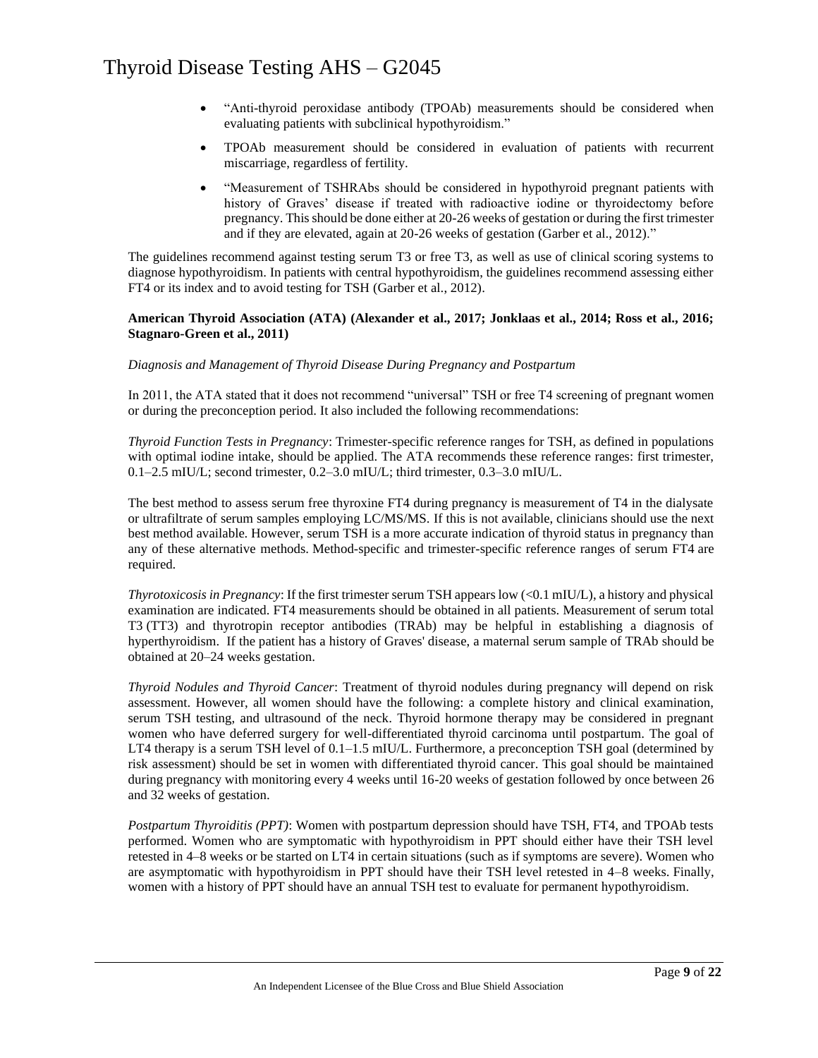- "Anti-thyroid peroxidase antibody (TPOAb) measurements should be considered when evaluating patients with subclinical hypothyroidism."
- TPOAb measurement should be considered in evaluation of patients with recurrent miscarriage, regardless of fertility.
- "Measurement of TSHRAbs should be considered in hypothyroid pregnant patients with history of Graves' disease if treated with radioactive iodine or thyroidectomy before pregnancy. This should be done either at 20-26 weeks of gestation or during the first trimester and if they are elevated, again at 20-26 weeks of gestation (Garber et al., 2012)."

The guidelines recommend against testing serum T3 or free T3, as well as use of clinical scoring systems to diagnose hypothyroidism. In patients with central hypothyroidism, the guidelines recommend assessing either FT4 or its index and to avoid testing for TSH (Garber et al., 2012).

**American Thyroid Association (ATA) (Alexander et al., 2017; Jonklaas et al., 2014; Ross et al., 2016; Stagnaro-Green et al., 2011)**

*Diagnosis and Management of Thyroid Disease During Pregnancy and Postpartum*

In 2011, the ATA stated that it does not recommend "universal" TSH or free T4 screening of pregnant women or during the preconception period. It also included the following recommendations:

*Thyroid Function Tests in Pregnancy*: Trimester-specific reference ranges for TSH, as defined in populations with optimal iodine intake, should be applied. The ATA recommends these reference ranges: first trimester, 0.1–2.5 mIU/L; second trimester, 0.2–3.0 mIU/L; third trimester, 0.3–3.0 mIU/L.

The best method to assess serum free thyroxine FT4 during pregnancy is measurement of T4 in the dialysate or ultrafiltrate of serum samples employing LC/MS/MS. If this is not available, clinicians should use the next best method available. However, serum TSH is a more accurate indication of thyroid status in pregnancy than any of these alternative methods. Method-specific and trimester-specific reference ranges of serum FT4 are required.

*Thyrotoxicosis in Pregnancy*: If the first trimester serum TSH appears low (<0.1 mIU/L), a history and physical examination are indicated. FT4 measurements should be obtained in all patients. Measurement of serum total T3 (TT3) and thyrotropin receptor antibodies (TRAb) may be helpful in establishing a diagnosis of hyperthyroidism. If the patient has a history of Graves' disease, a maternal serum sample of TRAb should be obtained at 20–24 weeks gestation.

*Thyroid Nodules and Thyroid Cancer*: Treatment of thyroid nodules during pregnancy will depend on risk assessment. However, all women should have the following: a complete history and clinical examination, serum TSH testing, and ultrasound of the neck. Thyroid hormone therapy may be considered in pregnant women who have deferred surgery for well-differentiated thyroid carcinoma until postpartum. The goal of LT4 therapy is a serum TSH level of 0.1–1.5 mIU/L. Furthermore, a preconception TSH goal (determined by risk assessment) should be set in women with differentiated thyroid cancer. This goal should be maintained during pregnancy with monitoring every 4 weeks until 16-20 weeks of gestation followed by once between 26 and 32 weeks of gestation.

*Postpartum Thyroiditis (PPT)*: Women with postpartum depression should have TSH, FT4, and TPOAb tests performed. Women who are symptomatic with hypothyroidism in PPT should either have their TSH level retested in 4–8 weeks or be started on LT4 in certain situations (such as if symptoms are severe). Women who are asymptomatic with hypothyroidism in PPT should have their TSH level retested in 4–8 weeks. Finally, women with a history of PPT should have an annual TSH test to evaluate for permanent hypothyroidism.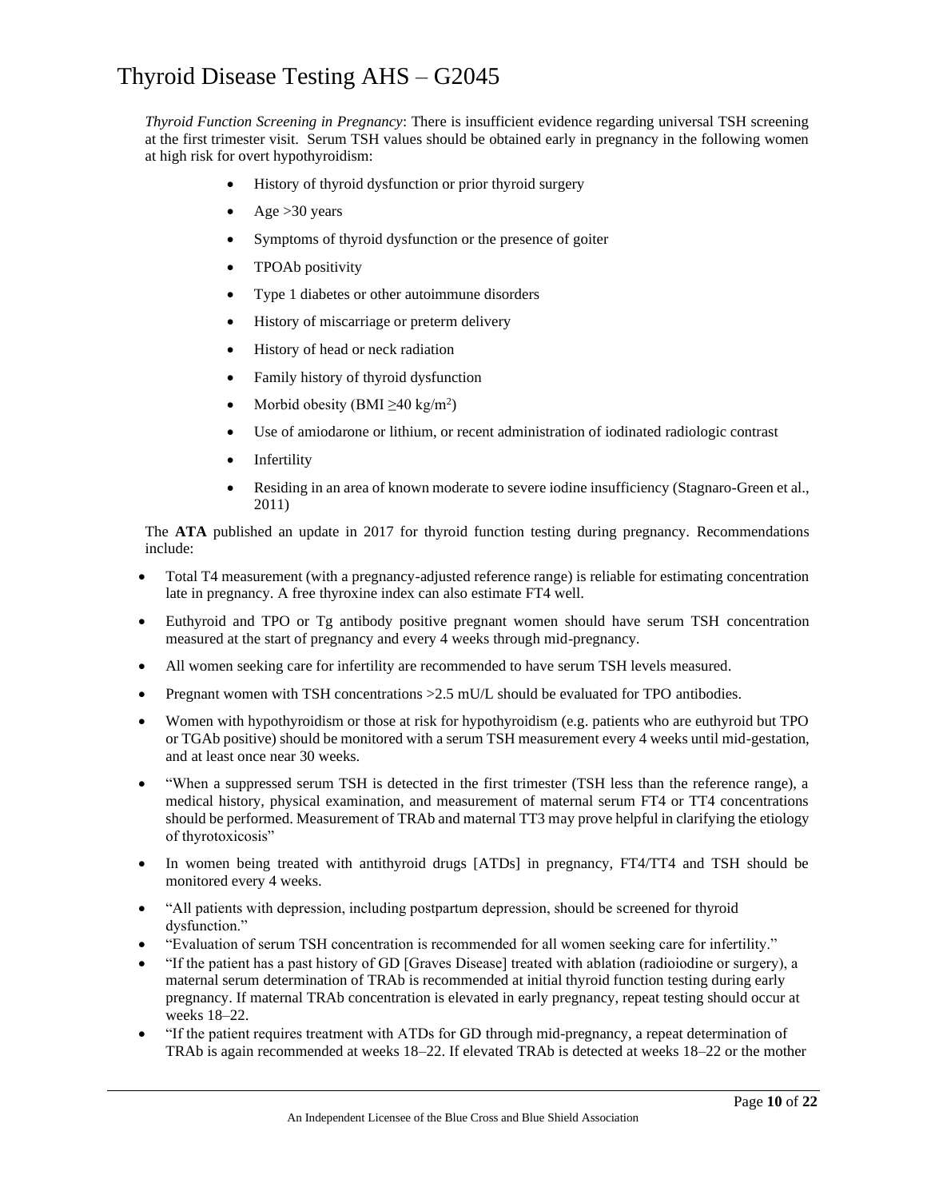*Thyroid Function Screening in Pregnancy*: There is insufficient evidence regarding universal TSH screening at the first trimester visit. Serum TSH values should be obtained early in pregnancy in the following women at high risk for overt hypothyroidism:

- History of thyroid dysfunction or prior thyroid surgery
- Age >30 years
- Symptoms of thyroid dysfunction or the presence of goiter
- TPOAb positivity
- Type 1 diabetes or other autoimmune disorders
- History of miscarriage or preterm delivery
- History of head or neck radiation
- Family history of thyroid dysfunction
- Morbid obesity (BMI ≥40 kg/m$^2$)
- Use of amiodarone or lithium, or recent administration of iodinated radiologic contrast
- Infertility
- Residing in an area of known moderate to severe iodine insufficiency (Stagnaro-Green et al., 2011)

The **ATA** published an update in 2017 for thyroid function testing during pregnancy. Recommendations include:

- Total T4 measurement (with a pregnancy-adjusted reference range) is reliable for estimating concentration late in pregnancy. A free thyroxine index can also estimate FT4 well.
- Euthyroid and TPO or Tg antibody positive pregnant women should have serum TSH concentration measured at the start of pregnancy and every 4 weeks through mid-pregnancy.
- All women seeking care for infertility are recommended to have serum TSH levels measured.
- Pregnant women with TSH concentrations >2.5 mU/L should be evaluated for TPO antibodies.
- Women with hypothyroidism or those at risk for hypothyroidism (e.g. patients who are euthyroid but TPO or TGAb positive) should be monitored with a serum TSH measurement every 4 weeks until mid-gestation, and at least once near 30 weeks.
- "When a suppressed serum TSH is detected in the first trimester (TSH less than the reference range), a medical history, physical examination, and measurement of maternal serum FT4 or TT4 concentrations should be performed. Measurement of TRAb and maternal TT3 may prove helpful in clarifying the etiology of thyrotoxicosis"
- In women being treated with antithyroid drugs [ATDs] in pregnancy, FT4/TT4 and TSH should be monitored every 4 weeks.
- "All patients with depression, including postpartum depression, should be screened for thyroid dysfunction."
- "Evaluation of serum TSH concentration is recommended for all women seeking care for infertility."
- "If the patient has a past history of GD [Graves Disease] treated with ablation (radioiodine or surgery), a maternal serum determination of TRAb is recommended at initial thyroid function testing during early pregnancy. If maternal TRAb concentration is elevated in early pregnancy, repeat testing should occur at weeks 18–22.
- "If the patient requires treatment with ATDs for GD through mid-pregnancy, a repeat determination of TRAb is again recommended at weeks 18–22. If elevated TRAb is detected at weeks 18–22 or the mother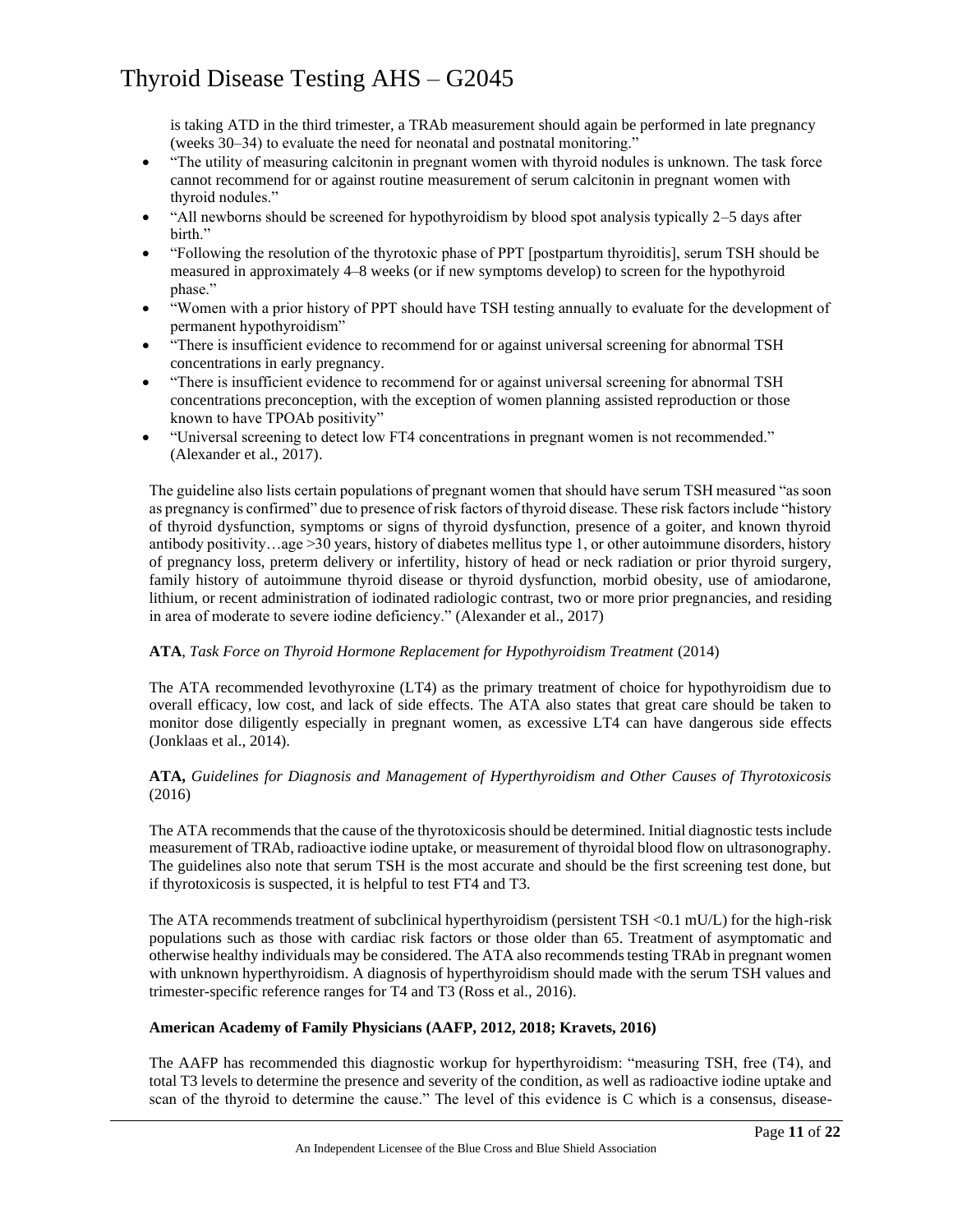is taking ATD in the third trimester, a TRAb measurement should again be performed in late pregnancy (weeks 30–34) to evaluate the need for neonatal and postnatal monitoring."

- "The utility of measuring calcitonin in pregnant women with thyroid nodules is unknown. The task force cannot recommend for or against routine measurement of serum calcitonin in pregnant women with thyroid nodules."
- "All newborns should be screened for hypothyroidism by blood spot analysis typically 2–5 days after birth."
- "Following the resolution of the thyrotoxic phase of PPT [postpartum thyroiditis], serum TSH should be measured in approximately 4–8 weeks (or if new symptoms develop) to screen for the hypothyroid phase."
- "Women with a prior history of PPT should have TSH testing annually to evaluate for the development of permanent hypothyroidism"
- "There is insufficient evidence to recommend for or against universal screening for abnormal TSH concentrations in early pregnancy.
- "There is insufficient evidence to recommend for or against universal screening for abnormal TSH concentrations preconception, with the exception of women planning assisted reproduction or those known to have TPOAb positivity"
- "Universal screening to detect low FT4 concentrations in pregnant women is not recommended." (Alexander et al., 2017).

The guideline also lists certain populations of pregnant women that should have serum TSH measured "as soon as pregnancy is confirmed" due to presence of risk factors of thyroid disease. These risk factors include "history of thyroid dysfunction, symptoms or signs of thyroid dysfunction, presence of a goiter, and known thyroid antibody positivity…age >30 years, history of diabetes mellitus type 1, or other autoimmune disorders, history of pregnancy loss, preterm delivery or infertility, history of head or neck radiation or prior thyroid surgery, family history of autoimmune thyroid disease or thyroid dysfunction, morbid obesity, use of amiodarone, lithium, or recent administration of iodinated radiologic contrast, two or more prior pregnancies, and residing in area of moderate to severe iodine deficiency." (Alexander et al., 2017)

**ATA**, *Task Force on Thyroid Hormone Replacement for Hypothyroidism Treatment* (2014)

The ATA recommended levothyroxine (LT4) as the primary treatment of choice for hypothyroidism due to overall efficacy, low cost, and lack of side effects. The ATA also states that great care should be taken to monitor dose diligently especially in pregnant women, as excessive LT4 can have dangerous side effects (Jonklaas et al., 2014).

**ATA,** *Guidelines for Diagnosis and Management of Hyperthyroidism and Other Causes of Thyrotoxicosis* (2016)

The ATA recommends that the cause of the thyrotoxicosis should be determined. Initial diagnostic tests include measurement of TRAb, radioactive iodine uptake, or measurement of thyroidal blood flow on ultrasonography. The guidelines also note that serum TSH is the most accurate and should be the first screening test done, but if thyrotoxicosis is suspected, it is helpful to test FT4 and T3.

The ATA recommends treatment of subclinical hyperthyroidism (persistent TSH <0.1 mU/L) for the high-risk populations such as those with cardiac risk factors or those older than 65. Treatment of asymptomatic and otherwise healthy individuals may be considered. The ATA also recommends testing TRAb in pregnant women with unknown hyperthyroidism. A diagnosis of hyperthyroidism should made with the serum TSH values and trimester-specific reference ranges for T4 and T3 (Ross et al., 2016).

**American Academy of Family Physicians (AAFP, 2012, 2018; Kravets, 2016)**

The AAFP has recommended this diagnostic workup for hyperthyroidism: "measuring TSH, free (T4), and total T3 levels to determine the presence and severity of the condition, as well as radioactive iodine uptake and scan of the thyroid to determine the cause." The level of this evidence is C which is a consensus, disease-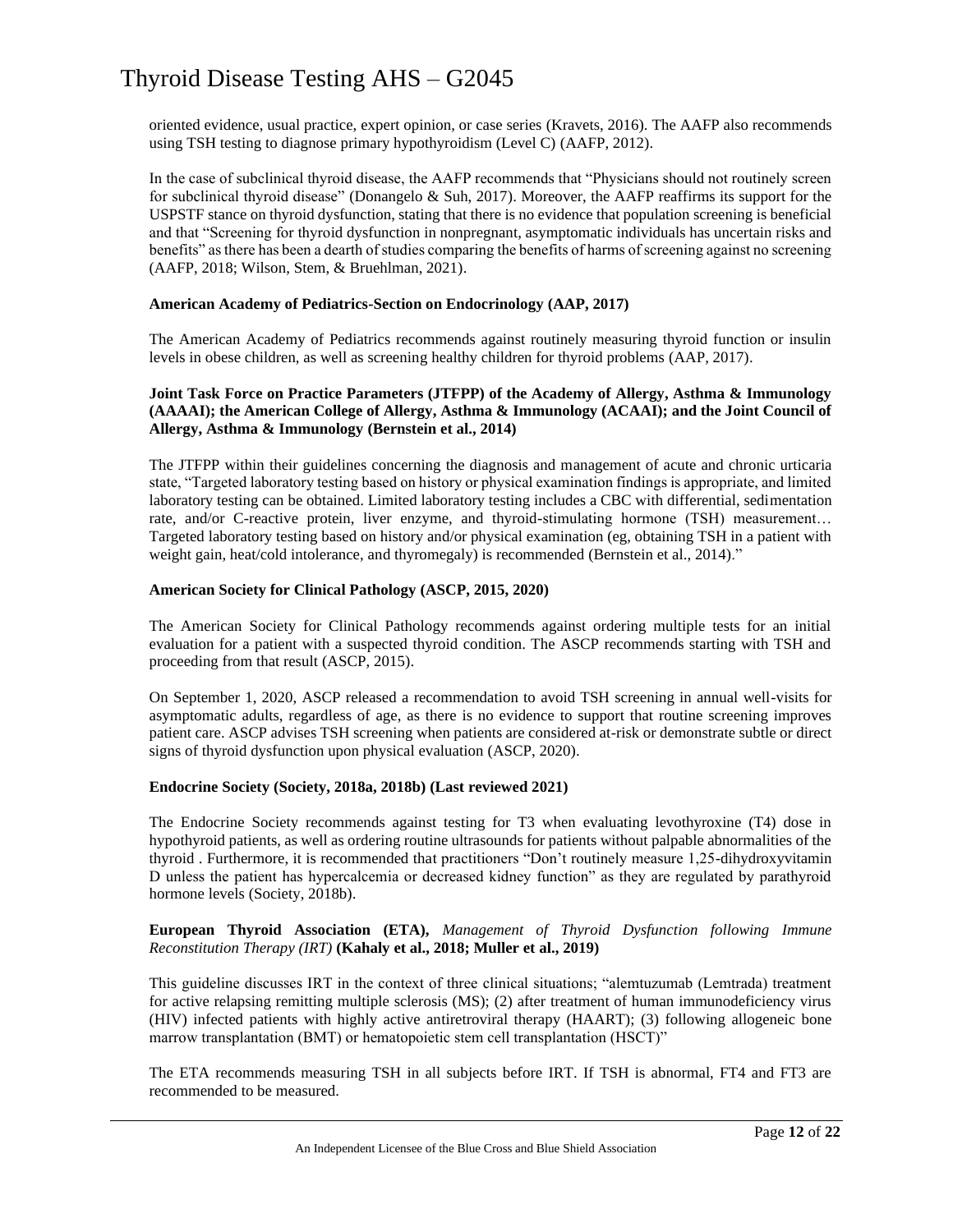oriented evidence, usual practice, expert opinion, or case series (Kravets, 2016). The AAFP also recommends using TSH testing to diagnose primary hypothyroidism (Level C) (AAFP, 2012).

In the case of subclinical thyroid disease, the AAFP recommends that "Physicians should not routinely screen for subclinical thyroid disease" (Donangelo & Suh, 2017). Moreover, the AAFP reaffirms its support for the USPSTF stance on thyroid dysfunction, stating that there is no evidence that population screening is beneficial and that "Screening for thyroid dysfunction in nonpregnant, asymptomatic individuals has uncertain risks and benefits" as there has been a dearth of studies comparing the benefits of harms of screening against no screening (AAFP, 2018; Wilson, Stem, & Bruehlman, 2021).

**American Academy of Pediatrics-Section on Endocrinology (AAP, 2017)**

The American Academy of Pediatrics recommends against routinely measuring thyroid function or insulin levels in obese children, as well as screening healthy children for thyroid problems (AAP, 2017).

**Joint Task Force on Practice Parameters (JTFPP) of the Academy of Allergy, Asthma & Immunology (AAAAI); the American College of Allergy, Asthma & Immunology (ACAAI); and the Joint Council of Allergy, Asthma & Immunology (Bernstein et al., 2014)**

The JTFPP within their guidelines concerning the diagnosis and management of acute and chronic urticaria state, "Targeted laboratory testing based on history or physical examination findings is appropriate, and limited laboratory testing can be obtained. Limited laboratory testing includes a CBC with differential, sedimentation rate, and/or C-reactive protein, liver enzyme, and thyroid-stimulating hormone (TSH) measurement… Targeted laboratory testing based on history and/or physical examination (eg, obtaining TSH in a patient with weight gain, heat/cold intolerance, and thyromegaly) is recommended (Bernstein et al., 2014)."

**American Society for Clinical Pathology (ASCP, 2015, 2020)**

The American Society for Clinical Pathology recommends against ordering multiple tests for an initial evaluation for a patient with a suspected thyroid condition. The ASCP recommends starting with TSH and proceeding from that result (ASCP, 2015).

On September 1, 2020, ASCP released a recommendation to avoid TSH screening in annual well-visits for asymptomatic adults, regardless of age, as there is no evidence to support that routine screening improves patient care. ASCP advises TSH screening when patients are considered at-risk or demonstrate subtle or direct signs of thyroid dysfunction upon physical evaluation (ASCP, 2020).

**Endocrine Society (Society, 2018a, 2018b) (Last reviewed 2021)**

The Endocrine Society recommends against testing for T3 when evaluating levothyroxine (T4) dose in hypothyroid patients, as well as ordering routine ultrasounds for patients without palpable abnormalities of the thyroid . Furthermore, it is recommended that practitioners "Don't routinely measure 1,25-dihydroxyvitamin D unless the patient has hypercalcemia or decreased kidney function" as they are regulated by parathyroid hormone levels (Society, 2018b).

**European Thyroid Association (ETA),** *Management of Thyroid Dysfunction following Immune Reconstitution Therapy (IRT)* **(Kahaly et al., 2018; Muller et al., 2019)**

This guideline discusses IRT in the context of three clinical situations; "alemtuzumab (Lemtrada) treatment for active relapsing remitting multiple sclerosis (MS); (2) after treatment of human immunodeficiency virus (HIV) infected patients with highly active antiretroviral therapy (HAART); (3) following allogeneic bone marrow transplantation (BMT) or hematopoietic stem cell transplantation (HSCT)"

The ETA recommends measuring TSH in all subjects before IRT. If TSH is abnormal, FT4 and FT3 are recommended to be measured.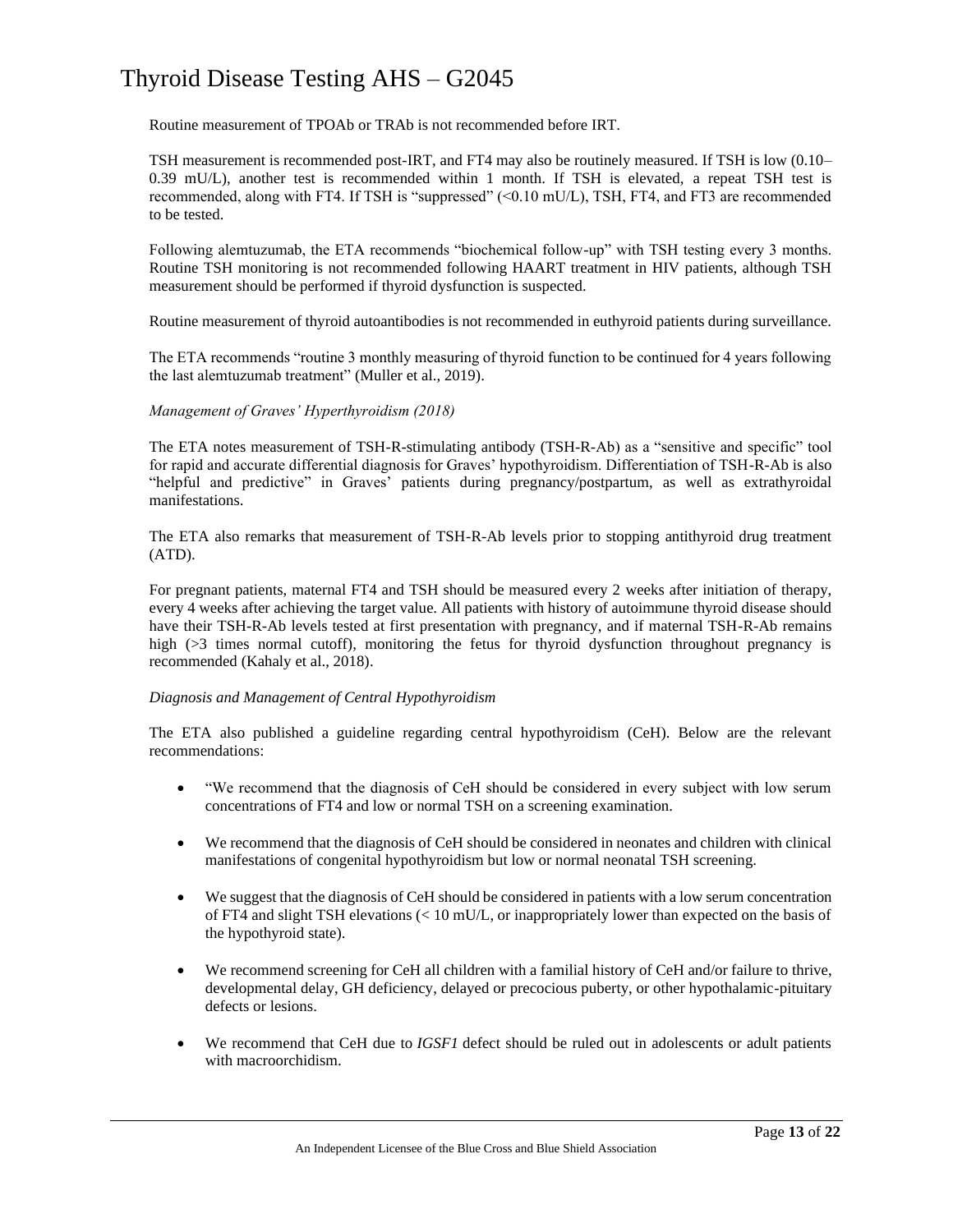Routine measurement of TPOAb or TRAb is not recommended before IRT.

TSH measurement is recommended post-IRT, and FT4 may also be routinely measured. If TSH is low (0.10–0.39 mU/L), another test is recommended within 1 month. If TSH is elevated, a repeat TSH test is recommended, along with FT4. If TSH is "suppressed" (<0.10 mU/L), TSH, FT4, and FT3 are recommended to be tested.

Following alemtuzumab, the ETA recommends "biochemical follow-up" with TSH testing every 3 months. Routine TSH monitoring is not recommended following HAART treatment in HIV patients, although TSH measurement should be performed if thyroid dysfunction is suspected.

Routine measurement of thyroid autoantibodies is not recommended in euthyroid patients during surveillance.

The ETA recommends "routine 3 monthly measuring of thyroid function to be continued for 4 years following the last alemtuzumab treatment" (Muller et al., 2019).

*Management of Graves' Hyperthyroidism (2018)*

The ETA notes measurement of TSH-R-stimulating antibody (TSH-R-Ab) as a "sensitive and specific" tool for rapid and accurate differential diagnosis for Graves' hypothyroidism. Differentiation of TSH-R-Ab is also "helpful and predictive" in Graves' patients during pregnancy/postpartum, as well as extrathyroidal manifestations.

The ETA also remarks that measurement of TSH-R-Ab levels prior to stopping antithyroid drug treatment (ATD).

For pregnant patients, maternal FT4 and TSH should be measured every 2 weeks after initiation of therapy, every 4 weeks after achieving the target value. All patients with history of autoimmune thyroid disease should have their TSH-R-Ab levels tested at first presentation with pregnancy, and if maternal TSH-R-Ab remains high (>3 times normal cutoff), monitoring the fetus for thyroid dysfunction throughout pregnancy is recommended (Kahaly et al., 2018).

*Diagnosis and Management of Central Hypothyroidism*

The ETA also published a guideline regarding central hypothyroidism (CeH). Below are the relevant recommendations:

- "We recommend that the diagnosis of CeH should be considered in every subject with low serum concentrations of FT4 and low or normal TSH on a screening examination.
- We recommend that the diagnosis of CeH should be considered in neonates and children with clinical manifestations of congenital hypothyroidism but low or normal neonatal TSH screening.
- We suggest that the diagnosis of CeH should be considered in patients with a low serum concentration of FT4 and slight TSH elevations (< 10 mU/L, or inappropriately lower than expected on the basis of the hypothyroid state).
- We recommend screening for CeH all children with a familial history of CeH and/or failure to thrive, developmental delay, GH deficiency, delayed or precocious puberty, or other hypothalamic-pituitary defects or lesions.
- We recommend that CeH due to *IGSF1* defect should be ruled out in adolescents or adult patients with macroorchidism.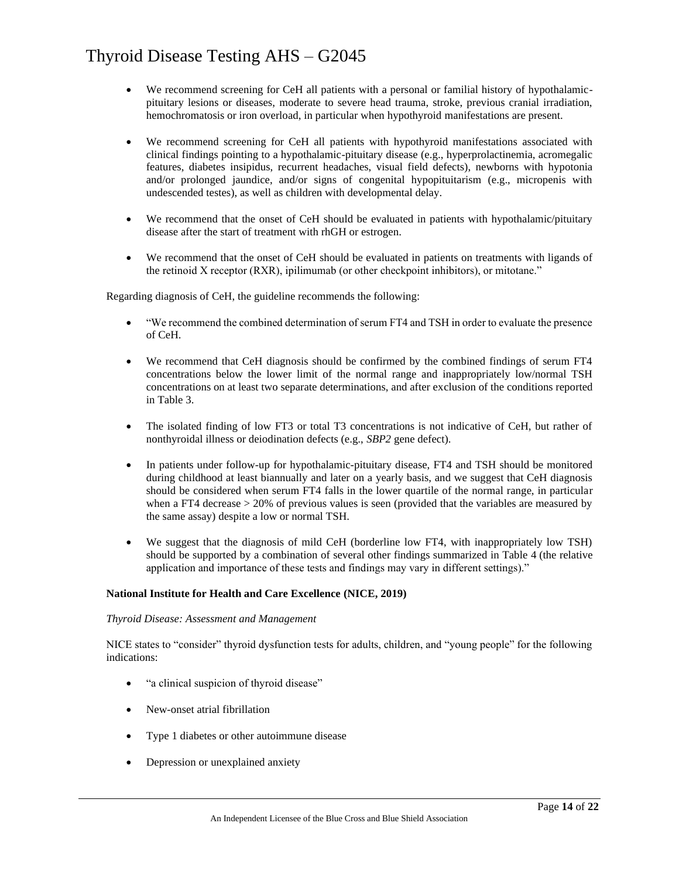- We recommend screening for CeH all patients with a personal or familial history of hypothalamic-pituitary lesions or diseases, moderate to severe head trauma, stroke, previous cranial irradiation, hemochromatosis or iron overload, in particular when hypothyroid manifestations are present.

- We recommend screening for CeH all patients with hypothyroid manifestations associated with clinical findings pointing to a hypothalamic-pituitary disease (e.g., hyperprolactinemia, acromegalic features, diabetes insipidus, recurrent headaches, visual field defects), newborns with hypotonia and/or prolonged jaundice, and/or signs of congenital hypopituitarism (e.g., micropenis with undescended testes), as well as children with developmental delay.

- We recommend that the onset of CeH should be evaluated in patients with hypothalamic/pituitary disease after the start of treatment with rhGH or estrogen.

- We recommend that the onset of CeH should be evaluated in patients on treatments with ligands of the retinoid X receptor (RXR), ipilimumab (or other checkpoint inhibitors), or mitotane."

Regarding diagnosis of CeH, the guideline recommends the following:

- "We recommend the combined determination of serum FT4 and TSH in order to evaluate the presence of CeH.

- We recommend that CeH diagnosis should be confirmed by the combined findings of serum FT4 concentrations below the lower limit of the normal range and inappropriately low/normal TSH concentrations on at least two separate determinations, and after exclusion of the conditions reported in Table 3.

- The isolated finding of low FT3 or total T3 concentrations is not indicative of CeH, but rather of nonthyroidal illness or deiodination defects (e.g., *SBP2* gene defect).

- In patients under follow-up for hypothalamic-pituitary disease, FT4 and TSH should be monitored during childhood at least biannually and later on a yearly basis, and we suggest that CeH diagnosis should be considered when serum FT4 falls in the lower quartile of the normal range, in particular when a FT4 decrease > 20% of previous values is seen (provided that the variables are measured by the same assay) despite a low or normal TSH.

- We suggest that the diagnosis of mild CeH (borderline low FT4, with inappropriately low TSH) should be supported by a combination of several other findings summarized in Table 4 (the relative application and importance of these tests and findings may vary in different settings)."

**National Institute for Health and Care Excellence (NICE, 2019)**

*Thyroid Disease: Assessment and Management*

NICE states to "consider" thyroid dysfunction tests for adults, children, and "young people" for the following indications:

- "a clinical suspicion of thyroid disease"

- New-onset atrial fibrillation

- Type 1 diabetes or other autoimmune disease

- Depression or unexplained anxiety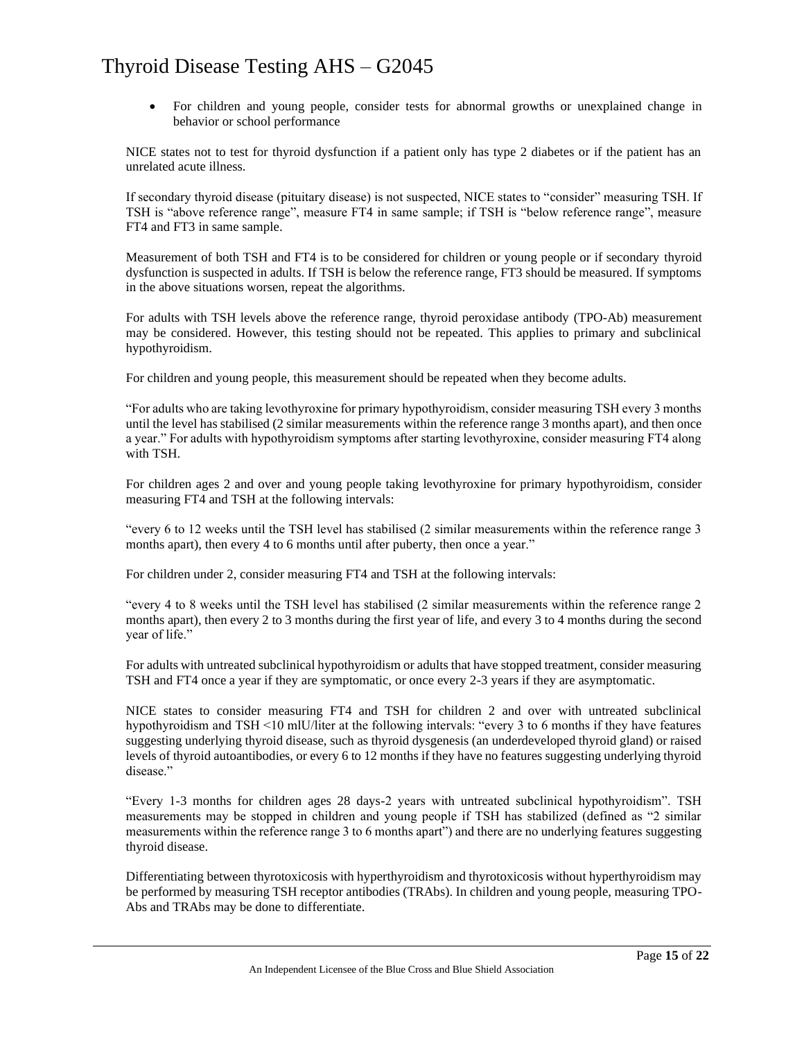- For children and young people, consider tests for abnormal growths or unexplained change in behavior or school performance

NICE states not to test for thyroid dysfunction if a patient only has type 2 diabetes or if the patient has an unrelated acute illness.

If secondary thyroid disease (pituitary disease) is not suspected, NICE states to "consider" measuring TSH. If TSH is "above reference range", measure FT4 in same sample; if TSH is "below reference range", measure FT4 and FT3 in same sample.

Measurement of both TSH and FT4 is to be considered for children or young people or if secondary thyroid dysfunction is suspected in adults. If TSH is below the reference range, FT3 should be measured. If symptoms in the above situations worsen, repeat the algorithms.

For adults with TSH levels above the reference range, thyroid peroxidase antibody (TPO-Ab) measurement may be considered. However, this testing should not be repeated. This applies to primary and subclinical hypothyroidism.

For children and young people, this measurement should be repeated when they become adults.

"For adults who are taking levothyroxine for primary hypothyroidism, consider measuring TSH every 3 months until the level has stabilised (2 similar measurements within the reference range 3 months apart), and then once a year." For adults with hypothyroidism symptoms after starting levothyroxine, consider measuring FT4 along with TSH.

For children ages 2 and over and young people taking levothyroxine for primary hypothyroidism, consider measuring FT4 and TSH at the following intervals:

"every 6 to 12 weeks until the TSH level has stabilised (2 similar measurements within the reference range 3 months apart), then every 4 to 6 months until after puberty, then once a year."

For children under 2, consider measuring FT4 and TSH at the following intervals:

"every 4 to 8 weeks until the TSH level has stabilised (2 similar measurements within the reference range 2 months apart), then every 2 to 3 months during the first year of life, and every 3 to 4 months during the second year of life."

For adults with untreated subclinical hypothyroidism or adults that have stopped treatment, consider measuring TSH and FT4 once a year if they are symptomatic, or once every 2-3 years if they are asymptomatic.

NICE states to consider measuring FT4 and TSH for children 2 and over with untreated subclinical hypothyroidism and TSH <10 mlU/liter at the following intervals: "every 3 to 6 months if they have features suggesting underlying thyroid disease, such as thyroid dysgenesis (an underdeveloped thyroid gland) or raised levels of thyroid autoantibodies, or every 6 to 12 months if they have no features suggesting underlying thyroid disease."

"Every 1-3 months for children ages 28 days-2 years with untreated subclinical hypothyroidism". TSH measurements may be stopped in children and young people if TSH has stabilized (defined as "2 similar measurements within the reference range 3 to 6 months apart") and there are no underlying features suggesting thyroid disease.

Differentiating between thyrotoxicosis with hyperthyroidism and thyrotoxicosis without hyperthyroidism may be performed by measuring TSH receptor antibodies (TRAbs). In children and young people, measuring TPO-Abs and TRAbs may be done to differentiate.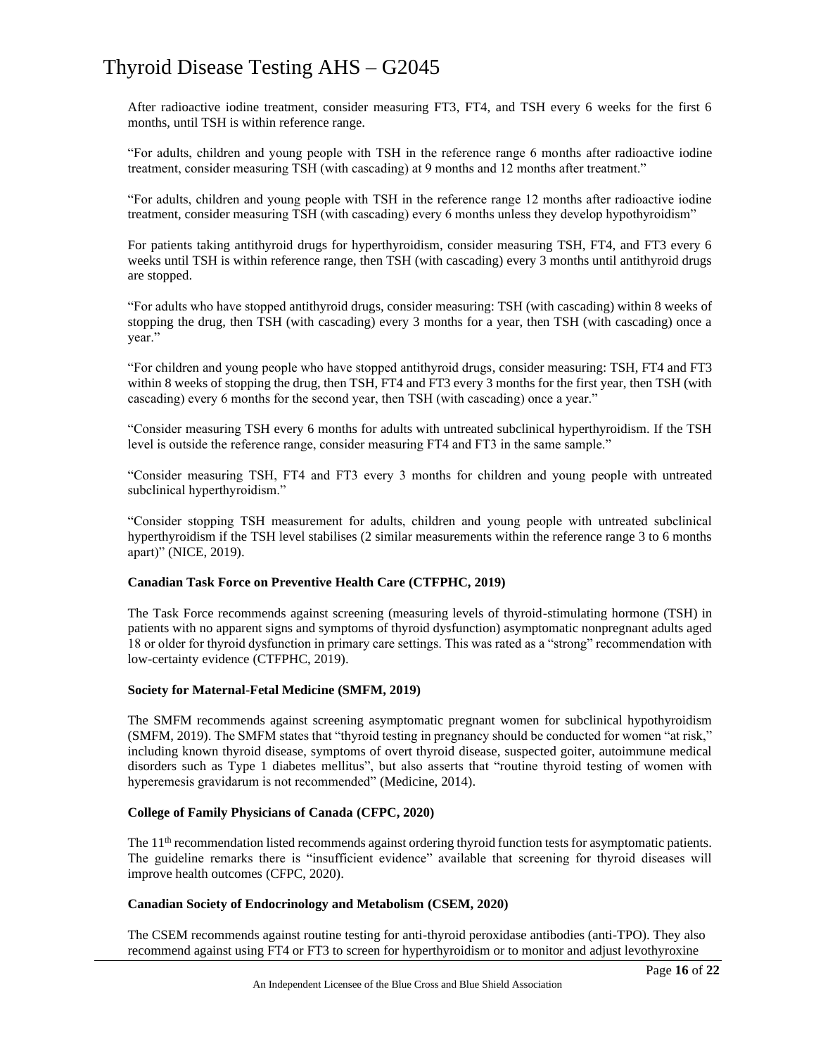After radioactive iodine treatment, consider measuring FT3, FT4, and TSH every 6 weeks for the first 6 months, until TSH is within reference range.

"For adults, children and young people with TSH in the reference range 6 months after radioactive iodine treatment, consider measuring TSH (with cascading) at 9 months and 12 months after treatment."

"For adults, children and young people with TSH in the reference range 12 months after radioactive iodine treatment, consider measuring TSH (with cascading) every 6 months unless they develop hypothyroidism"

For patients taking antithyroid drugs for hyperthyroidism, consider measuring TSH, FT4, and FT3 every 6 weeks until TSH is within reference range, then TSH (with cascading) every 3 months until antithyroid drugs are stopped.

"For adults who have stopped antithyroid drugs, consider measuring: TSH (with cascading) within 8 weeks of stopping the drug, then TSH (with cascading) every 3 months for a year, then TSH (with cascading) once a year."

"For children and young people who have stopped antithyroid drugs, consider measuring: TSH, FT4 and FT3 within 8 weeks of stopping the drug, then TSH, FT4 and FT3 every 3 months for the first year, then TSH (with cascading) every 6 months for the second year, then TSH (with cascading) once a year."

"Consider measuring TSH every 6 months for adults with untreated subclinical hyperthyroidism. If the TSH level is outside the reference range, consider measuring FT4 and FT3 in the same sample."

"Consider measuring TSH, FT4 and FT3 every 3 months for children and young people with untreated subclinical hyperthyroidism."

"Consider stopping TSH measurement for adults, children and young people with untreated subclinical hyperthyroidism if the TSH level stabilises (2 similar measurements within the reference range 3 to 6 months apart)" (NICE, 2019).

**Canadian Task Force on Preventive Health Care (CTFPHC, 2019)**

The Task Force recommends against screening (measuring levels of thyroid-stimulating hormone (TSH) in patients with no apparent signs and symptoms of thyroid dysfunction) asymptomatic nonpregnant adults aged 18 or older for thyroid dysfunction in primary care settings. This was rated as a "strong" recommendation with low-certainty evidence (CTFPHC, 2019).

**Society for Maternal-Fetal Medicine (SMFM, 2019)**

The SMFM recommends against screening asymptomatic pregnant women for subclinical hypothyroidism (SMFM, 2019). The SMFM states that "thyroid testing in pregnancy should be conducted for women "at risk," including known thyroid disease, symptoms of overt thyroid disease, suspected goiter, autoimmune medical disorders such as Type 1 diabetes mellitus", but also asserts that "routine thyroid testing of women with hyperemesis gravidarum is not recommended" (Medicine, 2014).

**College of Family Physicians of Canada (CFPC, 2020)**

The 11th recommendation listed recommends against ordering thyroid function tests for asymptomatic patients. The guideline remarks there is "insufficient evidence" available that screening for thyroid diseases will improve health outcomes (CFPC, 2020).

**Canadian Society of Endocrinology and Metabolism (CSEM, 2020)**

The CSEM recommends against routine testing for anti-thyroid peroxidase antibodies (anti-TPO). They also recommend against using FT4 or FT3 to screen for hyperthyroidism or to monitor and adjust levothyroxine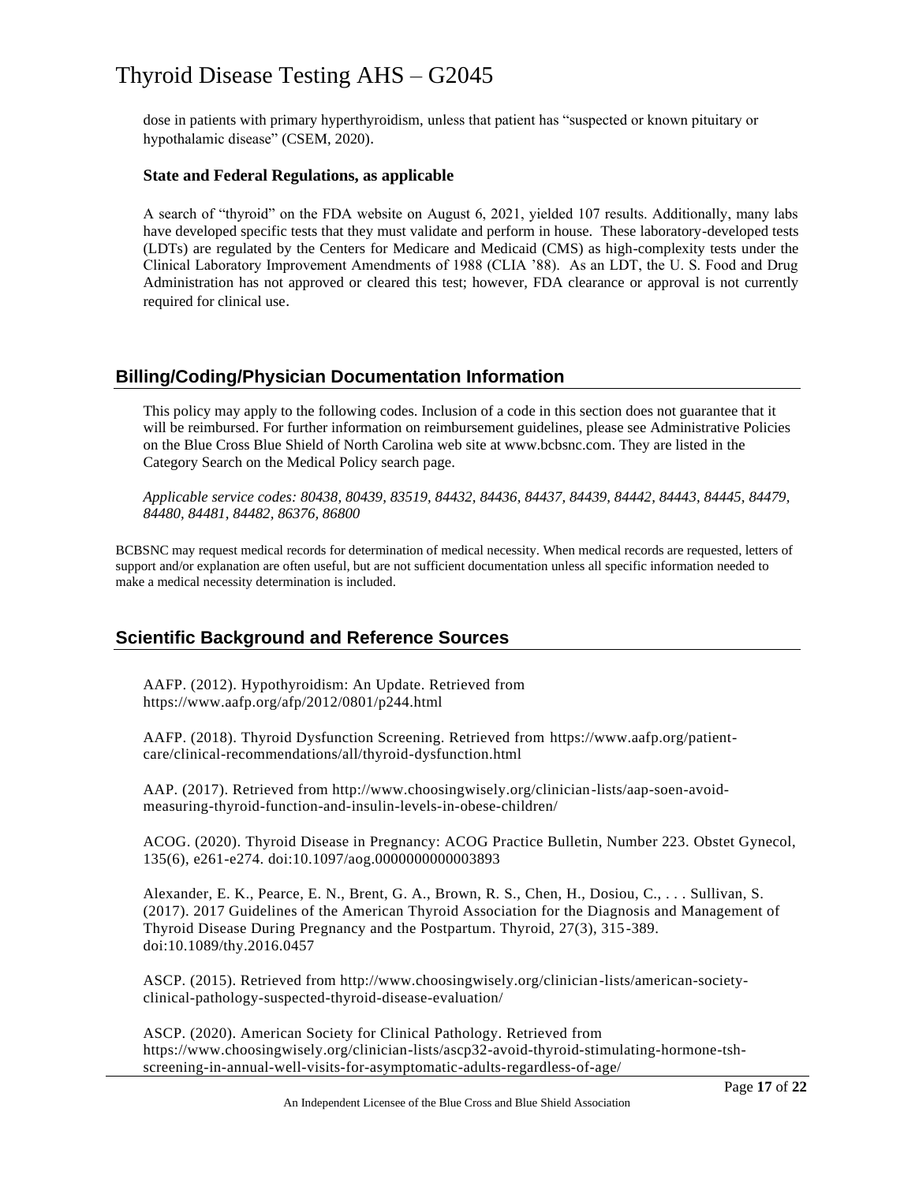dose in patients with primary hyperthyroidism, unless that patient has "suspected or known pituitary or hypothalamic disease" (CSEM, 2020).

### State and Federal Regulations, as applicable

A search of "thyroid" on the FDA website on August 6, 2021, yielded 107 results. Additionally, many labs have developed specific tests that they must validate and perform in house. These laboratory-developed tests (LDTs) are regulated by the Centers for Medicare and Medicaid (CMS) as high-complexity tests under the Clinical Laboratory Improvement Amendments of 1988 (CLIA '88). As an LDT, the U. S. Food and Drug Administration has not approved or cleared this test; however, FDA clearance or approval is not currently required for clinical use.

## Billing/Coding/Physician Documentation Information

This policy may apply to the following codes. Inclusion of a code in this section does not guarantee that it will be reimbursed. For further information on reimbursement guidelines, please see Administrative Policies on the Blue Cross Blue Shield of North Carolina web site at www.bcbsnc.com. They are listed in the Category Search on the Medical Policy search page.

*Applicable service codes: 80438, 80439, 83519, 84432, 84436, 84437, 84439, 84442, 84443, 84445, 84479, 84480, 84481, 84482, 86376, 86800*

BCBSNC may request medical records for determination of medical necessity. When medical records are requested, letters of support and/or explanation are often useful, but are not sufficient documentation unless all specific information needed to make a medical necessity determination is included.

## Scientific Background and Reference Sources

AAFP. (2012). Hypothyroidism: An Update. Retrieved from https://www.aafp.org/afp/2012/0801/p244.html

AAFP. (2018). Thyroid Dysfunction Screening. Retrieved from https://www.aafp.org/patient-care/clinical-recommendations/all/thyroid-dysfunction.html

AAP. (2017). Retrieved from http://www.choosingwisely.org/clinician-lists/aap-soen-avoid-measuring-thyroid-function-and-insulin-levels-in-obese-children/

ACOG. (2020). Thyroid Disease in Pregnancy: ACOG Practice Bulletin, Number 223. Obstet Gynecol, 135(6), e261-e274. doi:10.1097/aog.0000000000003893

Alexander, E. K., Pearce, E. N., Brent, G. A., Brown, R. S., Chen, H., Dosiou, C., . . . Sullivan, S. (2017). 2017 Guidelines of the American Thyroid Association for the Diagnosis and Management of Thyroid Disease During Pregnancy and the Postpartum. Thyroid, 27(3), 315-389. doi:10.1089/thy.2016.0457

ASCP. (2015). Retrieved from http://www.choosingwisely.org/clinician-lists/american-society-clinical-pathology-suspected-thyroid-disease-evaluation/

ASCP. (2020). American Society for Clinical Pathology. Retrieved from https://www.choosingwisely.org/clinician-lists/ascp32-avoid-thyroid-stimulating-hormone-tsh-screening-in-annual-well-visits-for-asymptomatic-adults-regardless-of-age/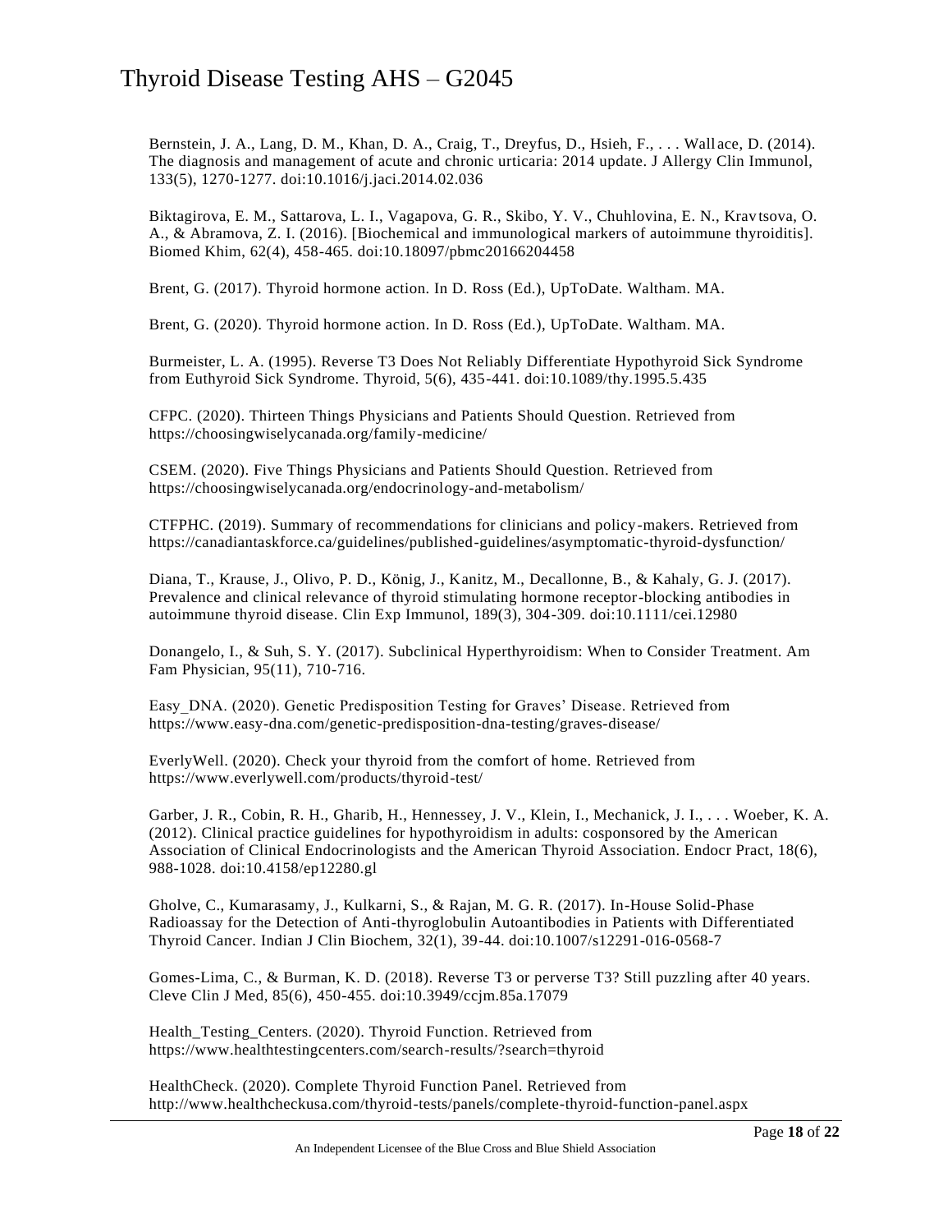Bernstein, J. A., Lang, D. M., Khan, D. A., Craig, T., Dreyfus, D., Hsieh, F., . . . Wallace, D. (2014). The diagnosis and management of acute and chronic urticaria: 2014 update. J Allergy Clin Immunol, 133(5), 1270-1277. doi:10.1016/j.jaci.2014.02.036

Biktagirova, E. M., Sattarova, L. I., Vagapova, G. R., Skibo, Y. V., Chuhlovina, E. N., Kravtsova, O. A., & Abramova, Z. I. (2016). [Biochemical and immunological markers of autoimmune thyroiditis]. Biomed Khim, 62(4), 458-465. doi:10.18097/pbmc20166204458

Brent, G. (2017). Thyroid hormone action. In D. Ross (Ed.), UpToDate. Waltham. MA.

Brent, G. (2020). Thyroid hormone action. In D. Ross (Ed.), UpToDate. Waltham. MA.

Burmeister, L. A. (1995). Reverse T3 Does Not Reliably Differentiate Hypothyroid Sick Syndrome from Euthyroid Sick Syndrome. Thyroid, 5(6), 435-441. doi:10.1089/thy.1995.5.435

CFPC. (2020). Thirteen Things Physicians and Patients Should Question. Retrieved from https://choosingwiselycanada.org/family-medicine/

CSEM. (2020). Five Things Physicians and Patients Should Question. Retrieved from https://choosingwiselycanada.org/endocrinology-and-metabolism/

CTFPHC. (2019). Summary of recommendations for clinicians and policy-makers. Retrieved from https://canadiantaskforce.ca/guidelines/published-guidelines/asymptomatic-thyroid-dysfunction/

Diana, T., Krause, J., Olivo, P. D., König, J., Kanitz, M., Decallonne, B., & Kahaly, G. J. (2017). Prevalence and clinical relevance of thyroid stimulating hormone receptor-blocking antibodies in autoimmune thyroid disease. Clin Exp Immunol, 189(3), 304-309. doi:10.1111/cei.12980

Donangelo, I., & Suh, S. Y. (2017). Subclinical Hyperthyroidism: When to Consider Treatment. Am Fam Physician, 95(11), 710-716.

Easy_DNA. (2020). Genetic Predisposition Testing for Graves' Disease. Retrieved from https://www.easy-dna.com/genetic-predisposition-dna-testing/graves-disease/

EverlyWell. (2020). Check your thyroid from the comfort of home. Retrieved from https://www.everlywell.com/products/thyroid-test/

Garber, J. R., Cobin, R. H., Gharib, H., Hennessey, J. V., Klein, I., Mechanick, J. I., . . . Woeber, K. A. (2012). Clinical practice guidelines for hypothyroidism in adults: cosponsored by the American Association of Clinical Endocrinologists and the American Thyroid Association. Endocr Pract, 18(6), 988-1028. doi:10.4158/ep12280.gl

Gholve, C., Kumarasamy, J., Kulkarni, S., & Rajan, M. G. R. (2017). In-House Solid-Phase Radioassay for the Detection of Anti-thyroglobulin Autoantibodies in Patients with Differentiated Thyroid Cancer. Indian J Clin Biochem, 32(1), 39-44. doi:10.1007/s12291-016-0568-7

Gomes-Lima, C., & Burman, K. D. (2018). Reverse T3 or perverse T3? Still puzzling after 40 years. Cleve Clin J Med, 85(6), 450-455. doi:10.3949/ccjm.85a.17079

Health_Testing_Centers. (2020). Thyroid Function. Retrieved from https://www.healthtestingcenters.com/search-results/?search=thyroid

HealthCheck. (2020). Complete Thyroid Function Panel. Retrieved from http://www.healthcheckusa.com/thyroid-tests/panels/complete-thyroid-function-panel.aspx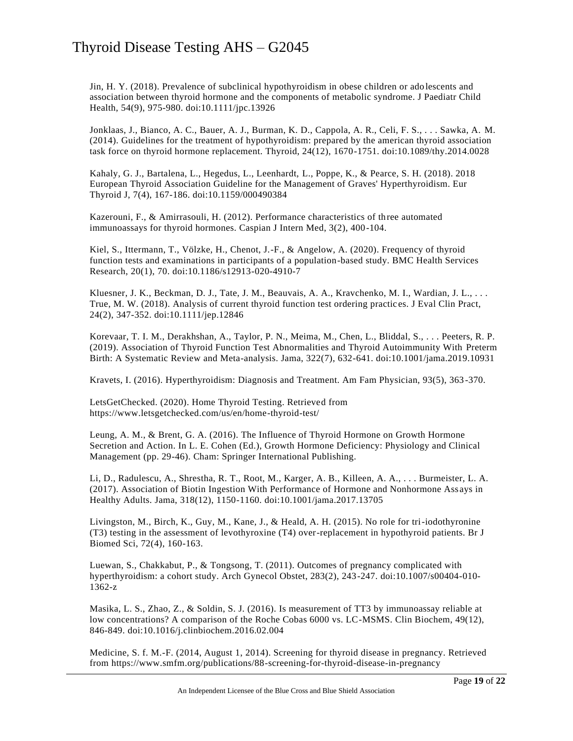Jin, H. Y. (2018). Prevalence of subclinical hypothyroidism in obese children or adolescents and association between thyroid hormone and the components of metabolic syndrome. J Paediatr Child Health, 54(9), 975-980. doi:10.1111/jpc.13926

Jonklaas, J., Bianco, A. C., Bauer, A. J., Burman, K. D., Cappola, A. R., Celi, F. S., . . . Sawka, A. M. (2014). Guidelines for the treatment of hypothyroidism: prepared by the american thyroid association task force on thyroid hormone replacement. Thyroid, 24(12), 1670-1751. doi:10.1089/thy.2014.0028

Kahaly, G. J., Bartalena, L., Hegedus, L., Leenhardt, L., Poppe, K., & Pearce, S. H. (2018). 2018 European Thyroid Association Guideline for the Management of Graves' Hyperthyroidism. Eur Thyroid J, 7(4), 167-186. doi:10.1159/000490384

Kazerouni, F., & Amirrasouli, H. (2012). Performance characteristics of three automated immunoassays for thyroid hormones. Caspian J Intern Med, 3(2), 400-104.

Kiel, S., Ittermann, T., Völzke, H., Chenot, J.-F., & Angelow, A. (2020). Frequency of thyroid function tests and examinations in participants of a population-based study. BMC Health Services Research, 20(1), 70. doi:10.1186/s12913-020-4910-7

Kluesner, J. K., Beckman, D. J., Tate, J. M., Beauvais, A. A., Kravchenko, M. I., Wardian, J. L., . . . True, M. W. (2018). Analysis of current thyroid function test ordering practices. J Eval Clin Pract, 24(2), 347-352. doi:10.1111/jep.12846

Korevaar, T. I. M., Derakhshan, A., Taylor, P. N., Meima, M., Chen, L., Bliddal, S., . . . Peeters, R. P. (2019). Association of Thyroid Function Test Abnormalities and Thyroid Autoimmunity With Preterm Birth: A Systematic Review and Meta-analysis. Jama, 322(7), 632-641. doi:10.1001/jama.2019.10931

Kravets, I. (2016). Hyperthyroidism: Diagnosis and Treatment. Am Fam Physician, 93(5), 363-370.

LetsGetChecked. (2020). Home Thyroid Testing. Retrieved from https://www.letsgetchecked.com/us/en/home-thyroid-test/

Leung, A. M., & Brent, G. A. (2016). The Influence of Thyroid Hormone on Growth Hormone Secretion and Action. In L. E. Cohen (Ed.), Growth Hormone Deficiency: Physiology and Clinical Management (pp. 29-46). Cham: Springer International Publishing.

Li, D., Radulescu, A., Shrestha, R. T., Root, M., Karger, A. B., Killeen, A. A., . . . Burmeister, L. A. (2017). Association of Biotin Ingestion With Performance of Hormone and Nonhormone Assays in Healthy Adults. Jama, 318(12), 1150-1160. doi:10.1001/jama.2017.13705

Livingston, M., Birch, K., Guy, M., Kane, J., & Heald, A. H. (2015). No role for tri-iodothyronine (T3) testing in the assessment of levothyroxine (T4) over-replacement in hypothyroid patients. Br J Biomed Sci, 72(4), 160-163.

Luewan, S., Chakkabut, P., & Tongsong, T. (2011). Outcomes of pregnancy complicated with hyperthyroidism: a cohort study. Arch Gynecol Obstet, 283(2), 243-247. doi:10.1007/s00404-010-1362-z

Masika, L. S., Zhao, Z., & Soldin, S. J. (2016). Is measurement of TT3 by immunoassay reliable at low concentrations? A comparison of the Roche Cobas 6000 vs. LC-MSMS. Clin Biochem, 49(12), 846-849. doi:10.1016/j.clinbiochem.2016.02.004

Medicine, S. f. M.-F. (2014, August 1, 2014). Screening for thyroid disease in pregnancy. Retrieved from https://www.smfm.org/publications/88-screening-for-thyroid-disease-in-pregnancy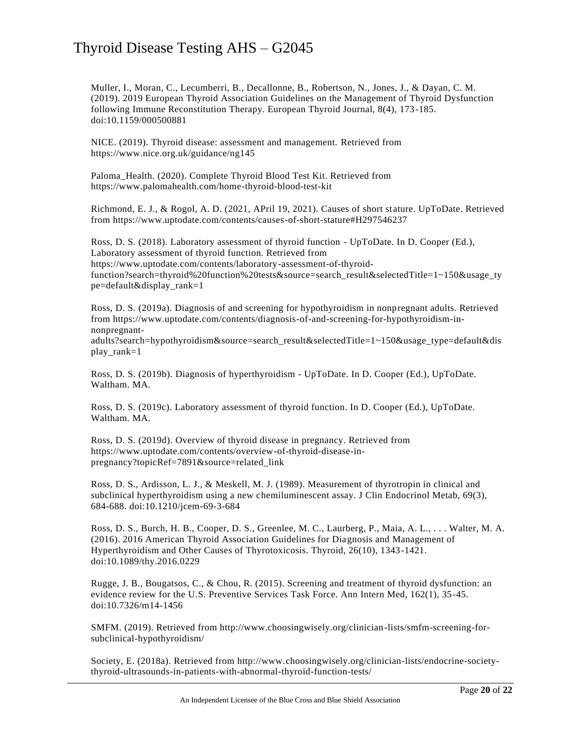Muller, I., Moran, C., Lecumberri, B., Decallonne, B., Robertson, N., Jones, J., & Dayan, C. M. (2019). 2019 European Thyroid Association Guidelines on the Management of Thyroid Dysfunction following Immune Reconstitution Therapy. European Thyroid Journal, 8(4), 173-185. doi:10.1159/000500881

NICE. (2019). Thyroid disease: assessment and management. Retrieved from https://www.nice.org.uk/guidance/ng145

Paloma_Health. (2020). Complete Thyroid Blood Test Kit. Retrieved from https://www.palomahealth.com/home-thyroid-blood-test-kit

Richmond, E. J., & Rogol, A. D. (2021, APril 19, 2021). Causes of short stature. UpToDate. Retrieved from https://www.uptodate.com/contents/causes-of-short-stature#H297546237

Ross, D. S. (2018). Laboratory assessment of thyroid function - UpToDate. In D. Cooper (Ed.), Laboratory assessment of thyroid function. Retrieved from https://www.uptodate.com/contents/laboratory-assessment-of-thyroid-function?search=thyroid%20function%20tests&source=search_result&selectedTitle=1~150&usage_type=default&display_rank=1

Ross, D. S. (2019a). Diagnosis of and screening for hypothyroidism in nonpregnant adults. Retrieved from https://www.uptodate.com/contents/diagnosis-of-and-screening-for-hypothyroidism-in-nonpregnant-adults?search=hypothyroidism&source=search_result&selectedTitle=1~150&usage_type=default&display_rank=1

Ross, D. S. (2019b). Diagnosis of hyperthyroidism - UpToDate. In D. Cooper (Ed.), UpToDate. Waltham. MA.

Ross, D. S. (2019c). Laboratory assessment of thyroid function. In D. Cooper (Ed.), UpToDate. Waltham. MA.

Ross, D. S. (2019d). Overview of thyroid disease in pregnancy. Retrieved from https://www.uptodate.com/contents/overview-of-thyroid-disease-in-pregnancy?topicRef=7891&source=related_link

Ross, D. S., Ardisson, L. J., & Meskell, M. J. (1989). Measurement of thyrotropin in clinical and subclinical hyperthyroidism using a new chemiluminescent assay. J Clin Endocrinol Metab, 69(3), 684-688. doi:10.1210/jcem-69-3-684

Ross, D. S., Burch, H. B., Cooper, D. S., Greenlee, M. C., Laurberg, P., Maia, A. L., . . . Walter, M. A. (2016). 2016 American Thyroid Association Guidelines for Diagnosis and Management of Hyperthyroidism and Other Causes of Thyrotoxicosis. Thyroid, 26(10), 1343-1421. doi:10.1089/thy.2016.0229

Rugge, J. B., Bougatsos, C., & Chou, R. (2015). Screening and treatment of thyroid dysfunction: an evidence review for the U.S. Preventive Services Task Force. Ann Intern Med, 162(1), 35-45. doi:10.7326/m14-1456

SMFM. (2019). Retrieved from http://www.choosingwisely.org/clinician-lists/smfm-screening-for-subclinical-hypothyroidism/

Society, E. (2018a). Retrieved from http://www.choosingwisely.org/clinician-lists/endocrine-society-thyroid-ultrasounds-in-patients-with-abnormal-thyroid-function-tests/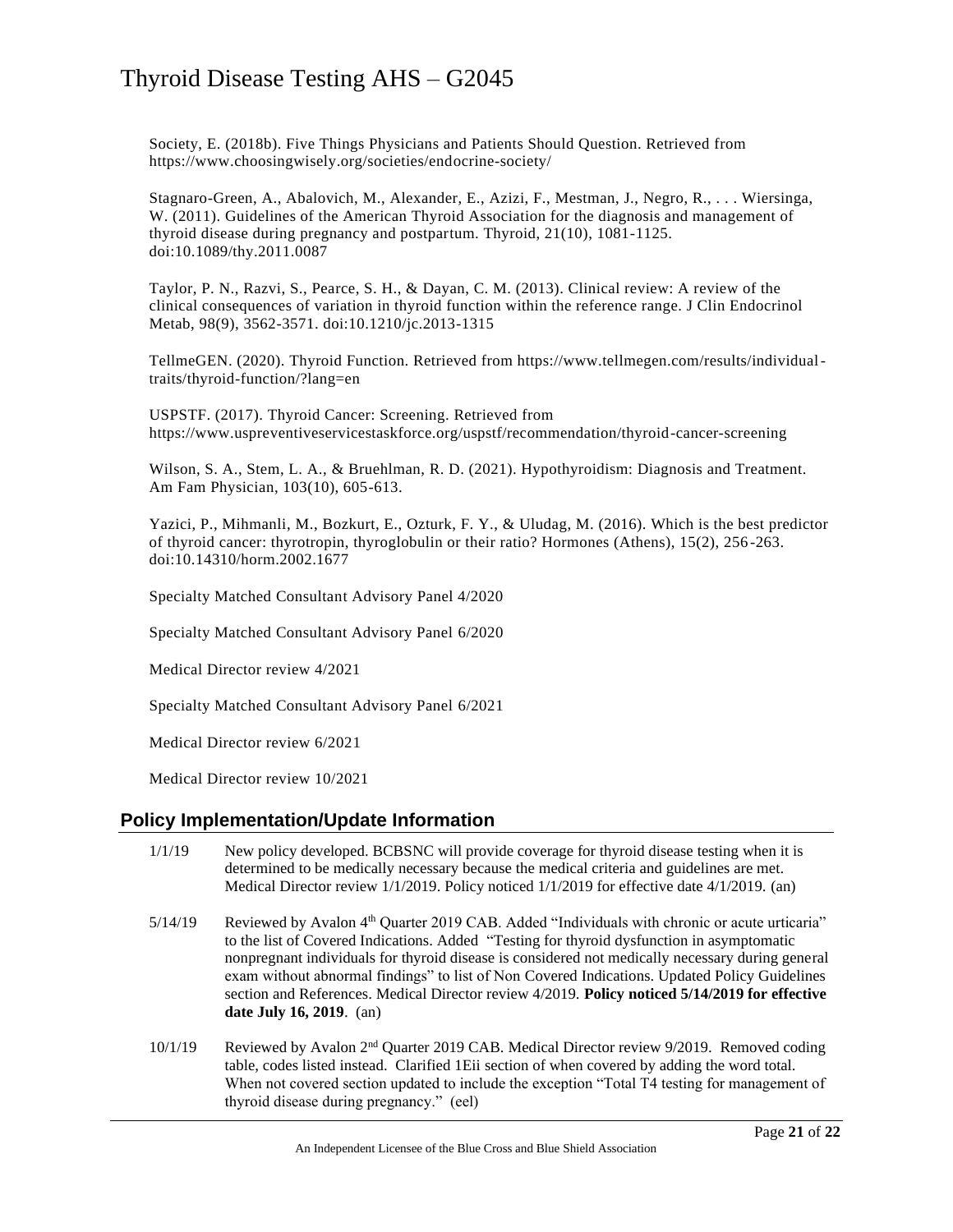Society, E. (2018b). Five Things Physicians and Patients Should Question. Retrieved from https://www.choosingwisely.org/societies/endocrine-society/

Stagnaro-Green, A., Abalovich, M., Alexander, E., Azizi, F., Mestman, J., Negro, R., . . . Wiersinga, W. (2011). Guidelines of the American Thyroid Association for the diagnosis and management of thyroid disease during pregnancy and postpartum. Thyroid, 21(10), 1081-1125. doi:10.1089/thy.2011.0087

Taylor, P. N., Razvi, S., Pearce, S. H., & Dayan, C. M. (2013). Clinical review: A review of the clinical consequences of variation in thyroid function within the reference range. J Clin Endocrinol Metab, 98(9), 3562-3571. doi:10.1210/jc.2013-1315

TellmeGEN. (2020). Thyroid Function. Retrieved from https://www.tellmegen.com/results/individual-traits/thyroid-function/?lang=en

USPSTF. (2017). Thyroid Cancer: Screening. Retrieved from https://www.uspreventiveservicestaskforce.org/uspstf/recommendation/thyroid-cancer-screening

Wilson, S. A., Stem, L. A., & Bruehlman, R. D. (2021). Hypothyroidism: Diagnosis and Treatment. Am Fam Physician, 103(10), 605-613.

Yazici, P., Mihmanli, M., Bozkurt, E., Ozturk, F. Y., & Uludag, M. (2016). Which is the best predictor of thyroid cancer: thyrotropin, thyroglobulin or their ratio? Hormones (Athens), 15(2), 256-263. doi:10.14310/horm.2002.1677

Specialty Matched Consultant Advisory Panel 4/2020

Specialty Matched Consultant Advisory Panel 6/2020

Medical Director review 4/2021

Specialty Matched Consultant Advisory Panel 6/2021

Medical Director review 6/2021

Medical Director review 10/2021

## Policy Implementation/Update Information

1/1/19 New policy developed. BCBSNC will provide coverage for thyroid disease testing when it is determined to be medically necessary because the medical criteria and guidelines are met. Medical Director review 1/1/2019. Policy noticed 1/1/2019 for effective date 4/1/2019. (an)

5/14/19 Reviewed by Avalon 4th Quarter 2019 CAB. Added "Individuals with chronic or acute urticaria" to the list of Covered Indications. Added "Testing for thyroid dysfunction in asymptomatic nonpregnant individuals for thyroid disease is considered not medically necessary during general exam without abnormal findings" to list of Non Covered Indications. Updated Policy Guidelines section and References. Medical Director review 4/2019. **Policy noticed 5/14/2019 for effective date July 16, 2019**. (an)

10/1/19 Reviewed by Avalon 2nd Quarter 2019 CAB. Medical Director review 9/2019. Removed coding table, codes listed instead. Clarified 1Eii section of when covered by adding the word total. When not covered section updated to include the exception "Total T4 testing for management of thyroid disease during pregnancy." (eel)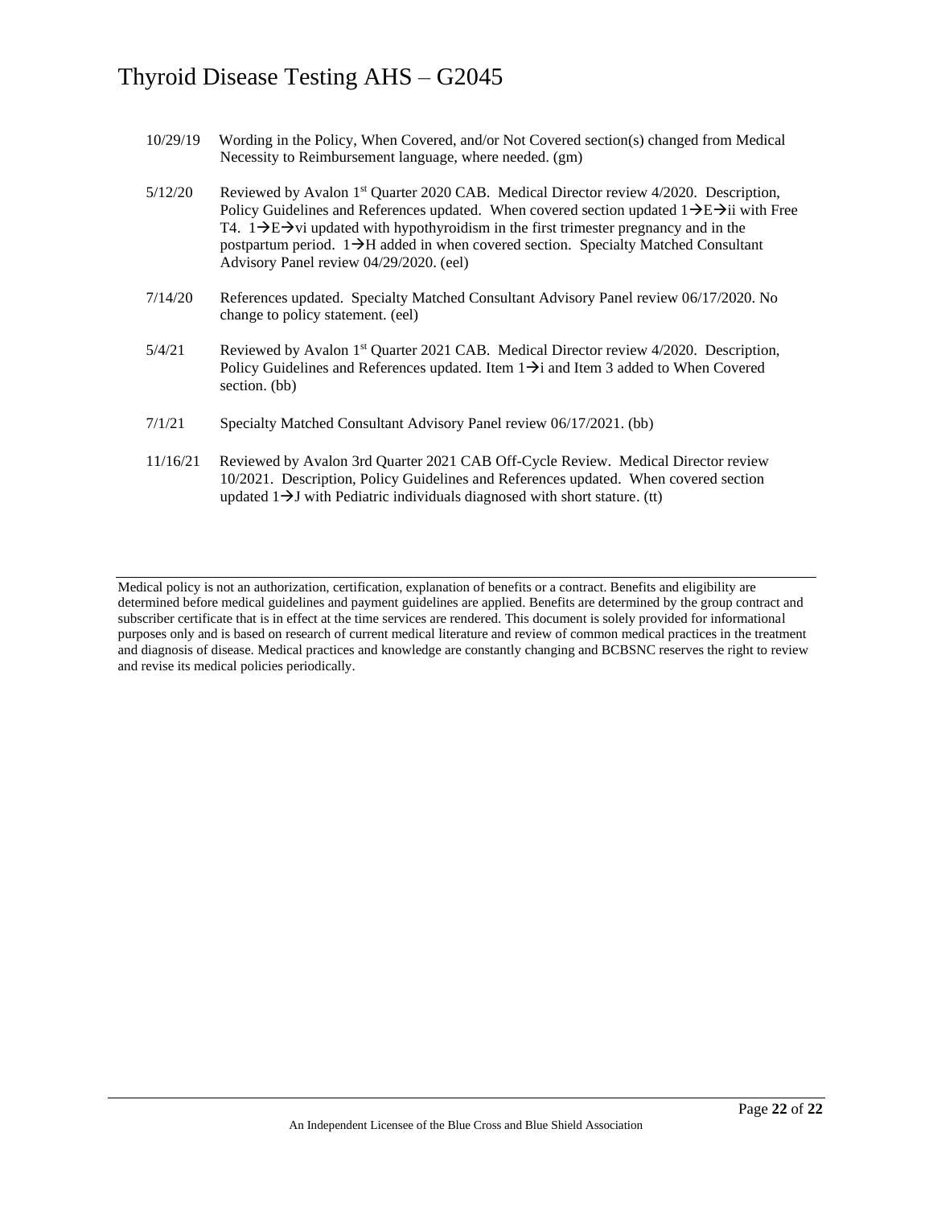10/29/19 Wording in the Policy, When Covered, and/or Not Covered section(s) changed from Medical Necessity to Reimbursement language, where needed. (gm)

5/12/20 Reviewed by Avalon 1st Quarter 2020 CAB. Medical Director review 4/2020. Description, Policy Guidelines and References updated. When covered section updated 1→E→ii with Free T4. 1→E→vi updated with hypothyroidism in the first trimester pregnancy and in the postpartum period. 1→H added in when covered section. Specialty Matched Consultant Advisory Panel review 04/29/2020. (eel)

7/14/20 References updated. Specialty Matched Consultant Advisory Panel review 06/17/2020. No change to policy statement. (eel)

5/4/21 Reviewed by Avalon 1st Quarter 2021 CAB. Medical Director review 4/2020. Description, Policy Guidelines and References updated. Item 1→i and Item 3 added to When Covered section. (bb)

7/1/21 Specialty Matched Consultant Advisory Panel review 06/17/2021. (bb)

11/16/21 Reviewed by Avalon 3rd Quarter 2021 CAB Off-Cycle Review. Medical Director review 10/2021. Description, Policy Guidelines and References updated. When covered section updated 1→J with Pediatric individuals diagnosed with short stature. (tt)

---

Medical policy is not an authorization, certification, explanation of benefits or a contract. Benefits and eligibility are determined before medical guidelines and payment guidelines are applied. Benefits are determined by the group contract and subscriber certificate that is in effect at the time services are rendered. This document is solely provided for informational purposes only and is based on research of current medical literature and review of common medical practices in the treatment and diagnosis of disease. Medical practices and knowledge are constantly changing and BCBSNC reserves the right to review and revise its medical policies periodically.